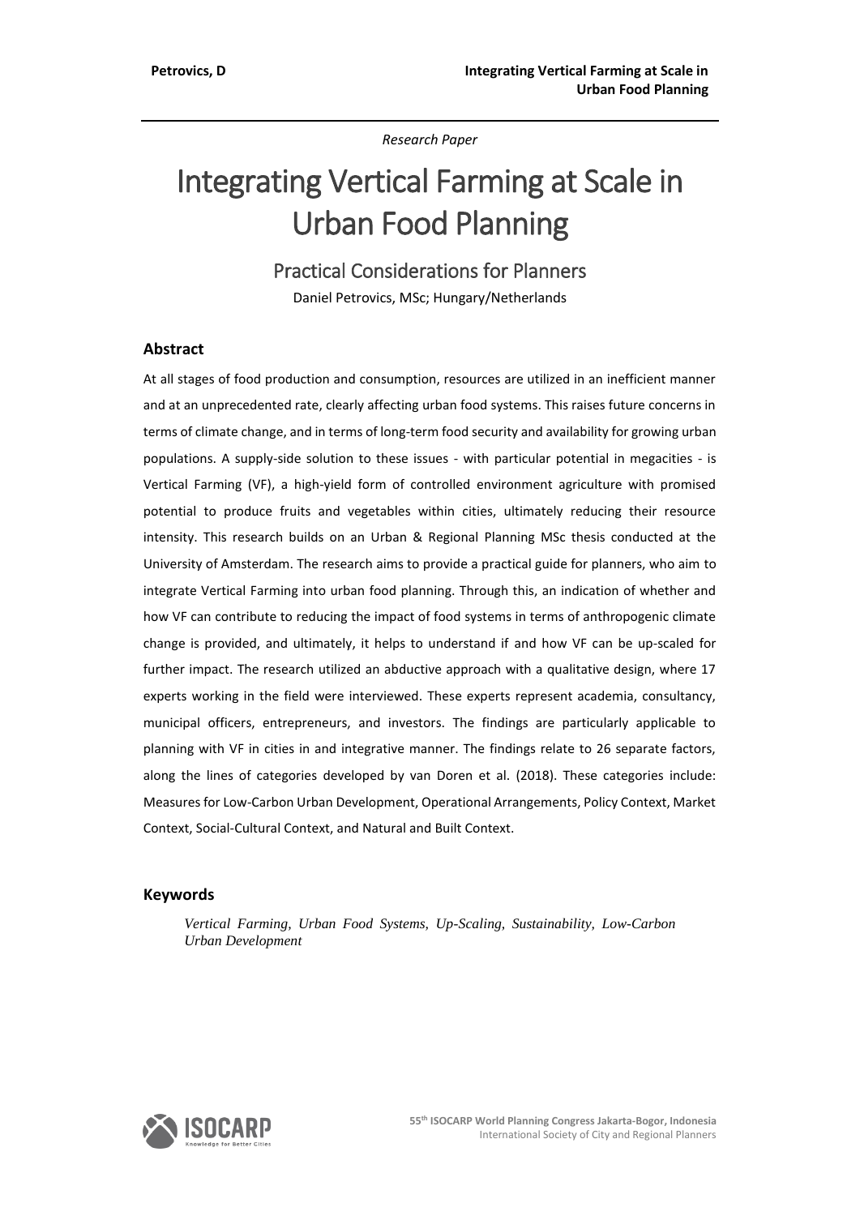*Research Paper*

# Integrating Vertical Farming at Scale in Urban Food Planning

## Practical Considerations for Planners

Daniel Petrovics, MSc; Hungary/Netherlands

### Abstract

At all stages of food production and consumption, resources are utilized in an inefficient manner and at an unprecedented rate, clearly affecting urban food systems. This raises future concerns in terms of climate change, and in terms of long-term food security and availability for growing urban populations. A supply-side solution to these issues - with particular potential in megacities - is Vertical Farming (VF), a high-yield form of controlled environment agriculture with promised potential to produce fruits and vegetables within cities, ultimately reducing their resource intensity. This research builds on an Urban & Regional Planning MSc thesis conducted at the University of Amsterdam. The research aims to provide a practical guide for planners, who aim to integrate Vertical Farming into urban food planning. Through this, an indication of whether and how VF can contribute to reducing the impact of food systems in terms of anthropogenic climate change is provided, and ultimately, it helps to understand if and how VF can be up-scaled for further impact. The research utilized an abductive approach with a qualitative design, where 17 experts working in the field were interviewed. These experts represent academia, consultancy, municipal officers, entrepreneurs, and investors. The findings are particularly applicable to planning with VF in cities in and integrative manner. The findings relate to 26 separate factors, along the lines of categories developed by van Doren et al. (2018). These categories include: Measures for Low-Carbon Urban Development, Operational Arrangements, Policy Context, Market Context, Social-Cultural Context, and Natural and Built Context.

### Keywords

*Vertical Farming, Urban Food Systems, Up-Scaling, Sustainability, Low-Carbon Urban Development*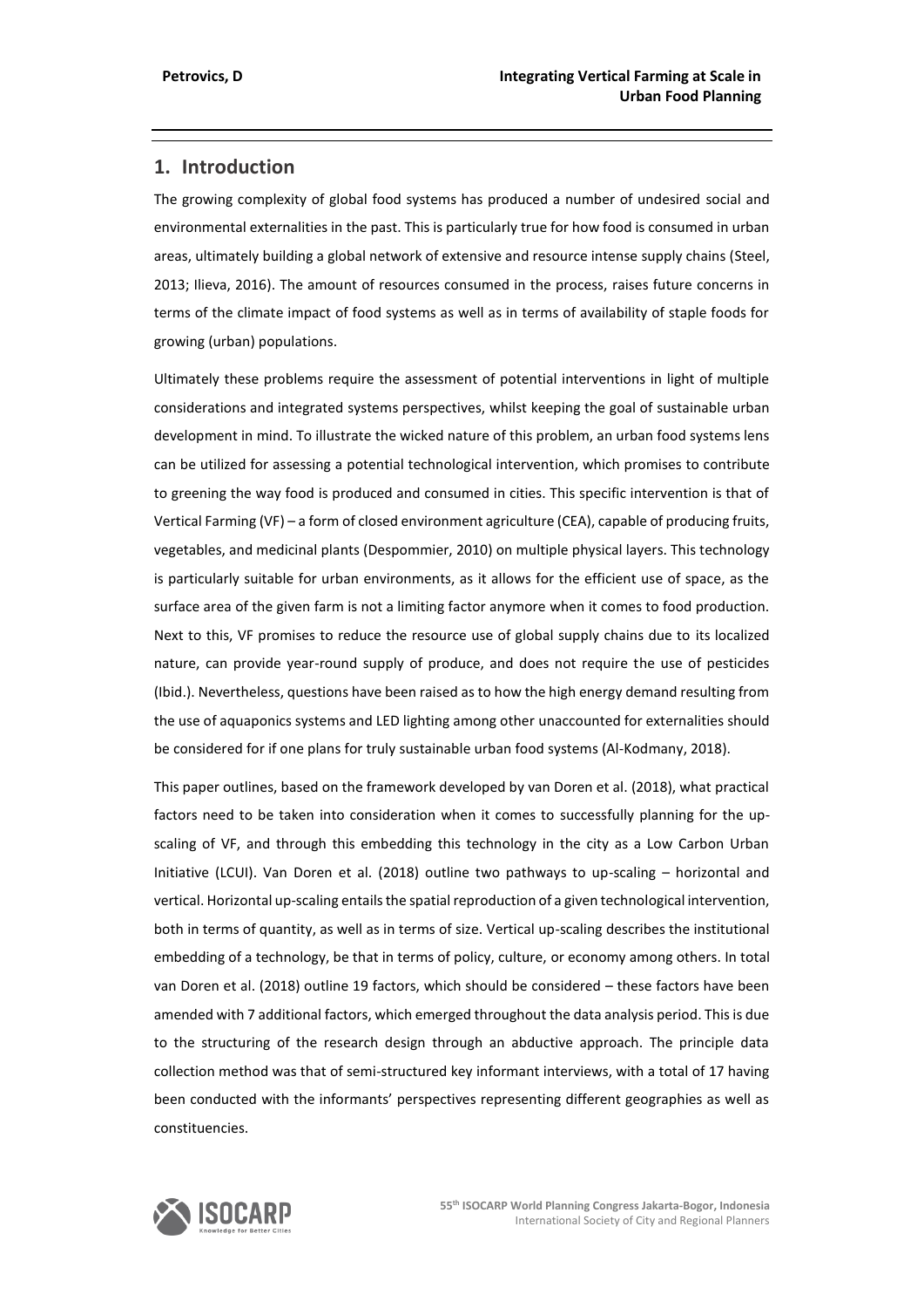## 1. Introduction

The growing complexity of global food systems has produced a number of undesired social and environmental externalities in the past. This is particularly true for how food is consumed in urban areas, ultimately building a global network of extensive and resource intense supply chains (Steel, 2013; Ilieva, 2016). The amount of resources consumed in the process, raises future concerns in terms of the climate impact of food systems as well as in terms of availability of staple foods for growing (urban) populations.

Ultimately these problems require the assessment of potential interventions in light of multiple considerations and integrated systems perspectives, whilst keeping the goal of sustainable urban development in mind. To illustrate the wicked nature of this problem, an urban food systems lens can be utilized for assessing a potential technological intervention, which promises to contribute to greening the way food is produced and consumed in cities. This specific intervention is that of Vertical Farming (VF) – a form of closed environment agriculture (CEA), capable of producing fruits, vegetables, and medicinal plants (Despommier, 2010) on multiple physical layers. This technology is particularly suitable for urban environments, as it allows for the efficient use of space, as the surface area of the given farm is not a limiting factor anymore when it comes to food production. Next to this, VF promises to reduce the resource use of global supply chains due to its localized nature, can provide year-round supply of produce, and does not require the use of pesticides (Ibid.). Nevertheless, questions have been raised as to how the high energy demand resulting from the use of aquaponics systems and LED lighting among other unaccounted for externalities should be considered for if one plans for truly sustainable urban food systems (Al-Kodmany, 2018).

This paper outlines, based on the framework developed by van Doren et al. (2018), what practical factors need to be taken into consideration when it comes to successfully planning for the up-scaling of VF, and through this embedding this technology in the city as a Low Carbon Urban Initiative (LCUI). Van Doren et al. (2018) outline two pathways to up-scaling – horizontal and vertical. Horizontal up-scaling entails the spatial reproduction of a given technological intervention, both in terms of quantity, as well as in terms of size. Vertical up-scaling describes the institutional embedding of a technology, be that in terms of policy, culture, or economy among others. In total van Doren et al. (2018) outline 19 factors, which should be considered – these factors have been amended with 7 additional factors, which emerged throughout the data analysis period. This is due to the structuring of the research design through an abductive approach. The principle data collection method was that of semi-structured key informant interviews, with a total of 17 having been conducted with the informants' perspectives representing different geographies as well as constituencies.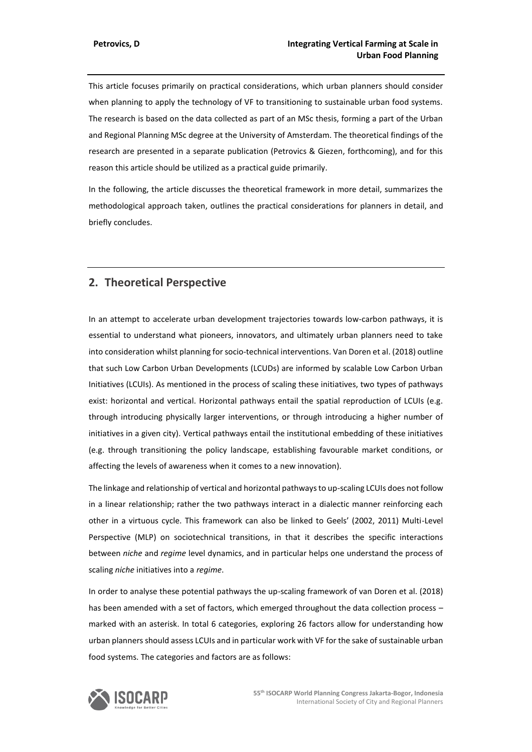This article focuses primarily on practical considerations, which urban planners should consider when planning to apply the technology of VF to transitioning to sustainable urban food systems. The research is based on the data collected as part of an MSc thesis, forming a part of the Urban and Regional Planning MSc degree at the University of Amsterdam. The theoretical findings of the research are presented in a separate publication (Petrovics & Giezen, forthcoming), and for this reason this article should be utilized as a practical guide primarily.

In the following, the article discusses the theoretical framework in more detail, summarizes the methodological approach taken, outlines the practical considerations for planners in detail, and briefly concludes.

## 2. Theoretical Perspective

In an attempt to accelerate urban development trajectories towards low-carbon pathways, it is essential to understand what pioneers, innovators, and ultimately urban planners need to take into consideration whilst planning for socio-technical interventions. Van Doren et al. (2018) outline that such Low Carbon Urban Developments (LCUDs) are informed by scalable Low Carbon Urban Initiatives (LCUIs). As mentioned in the process of scaling these initiatives, two types of pathways exist: horizontal and vertical. Horizontal pathways entail the spatial reproduction of LCUIs (e.g. through introducing physically larger interventions, or through introducing a higher number of initiatives in a given city). Vertical pathways entail the institutional embedding of these initiatives (e.g. through transitioning the policy landscape, establishing favourable market conditions, or affecting the levels of awareness when it comes to a new innovation).

The linkage and relationship of vertical and horizontal pathways to up-scaling LCUIs does not follow in a linear relationship; rather the two pathways interact in a dialectic manner reinforcing each other in a virtuous cycle. This framework can also be linked to Geels' (2002, 2011) Multi-Level Perspective (MLP) on sociotechnical transitions, in that it describes the specific interactions between *niche* and *regime* level dynamics, and in particular helps one understand the process of scaling *niche* initiatives into a *regime*.

In order to analyse these potential pathways the up-scaling framework of van Doren et al. (2018) has been amended with a set of factors, which emerged throughout the data collection process – marked with an asterisk. In total 6 categories, exploring 26 factors allow for understanding how urban planners should assess LCUIs and in particular work with VF for the sake of sustainable urban food systems. The categories and factors are as follows: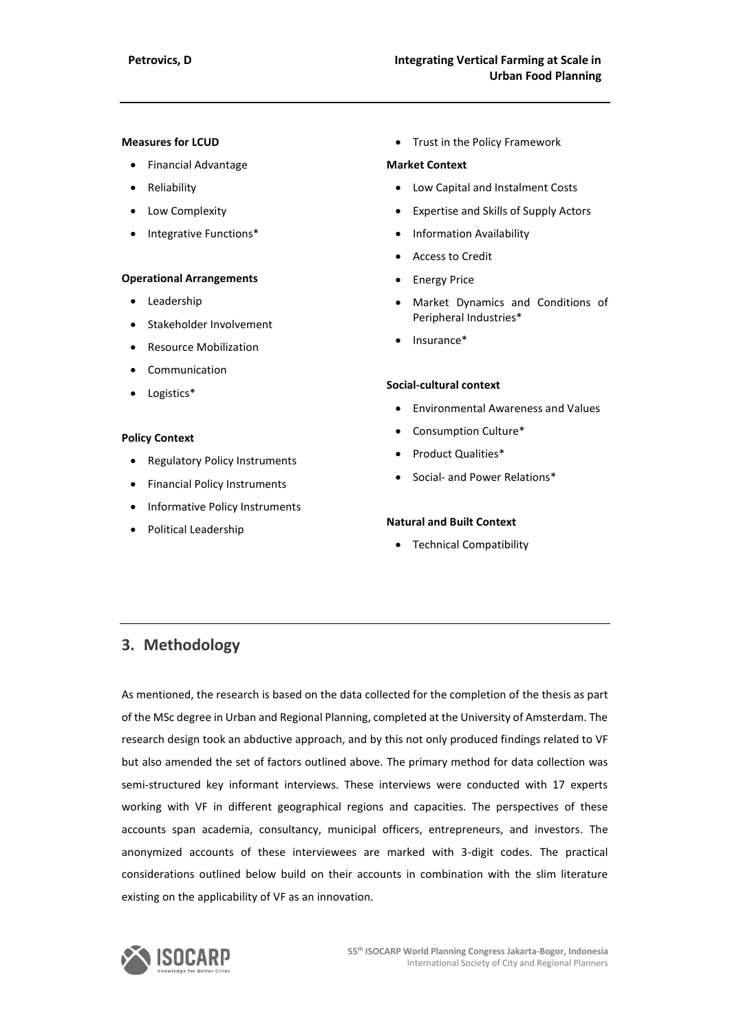**Measures for LCUD**

- Financial Advantage
- Reliability
- Low Complexity
- Integrative Functions*

**Operational Arrangements**

- Leadership
- Stakeholder Involvement
- Resource Mobilization
- Communication
- Logistics*

**Policy Context**

- Regulatory Policy Instruments
- Financial Policy Instruments
- Informative Policy Instruments
- Political Leadership
- Trust in the Policy Framework

**Market Context**

- Low Capital and Instalment Costs
- Expertise and Skills of Supply Actors
- Information Availability
- Access to Credit
- Energy Price
- Market Dynamics and Conditions of Peripheral Industries*
- Insurance*

**Social-cultural context**

- Environmental Awareness and Values
- Consumption Culture*
- Product Qualities*
- Social- and Power Relations*

**Natural and Built Context**

- Technical Compatibility

## 3. Methodology

As mentioned, the research is based on the data collected for the completion of the thesis as part of the MSc degree in Urban and Regional Planning, completed at the University of Amsterdam. The research design took an abductive approach, and by this not only produced findings related to VF but also amended the set of factors outlined above. The primary method for data collection was semi-structured key informant interviews. These interviews were conducted with 17 experts working with VF in different geographical regions and capacities. The perspectives of these accounts span academia, consultancy, municipal officers, entrepreneurs, and investors. The anonymized accounts of these interviewees are marked with 3-digit codes. The practical considerations outlined below build on their accounts in combination with the slim literature existing on the applicability of VF as an innovation.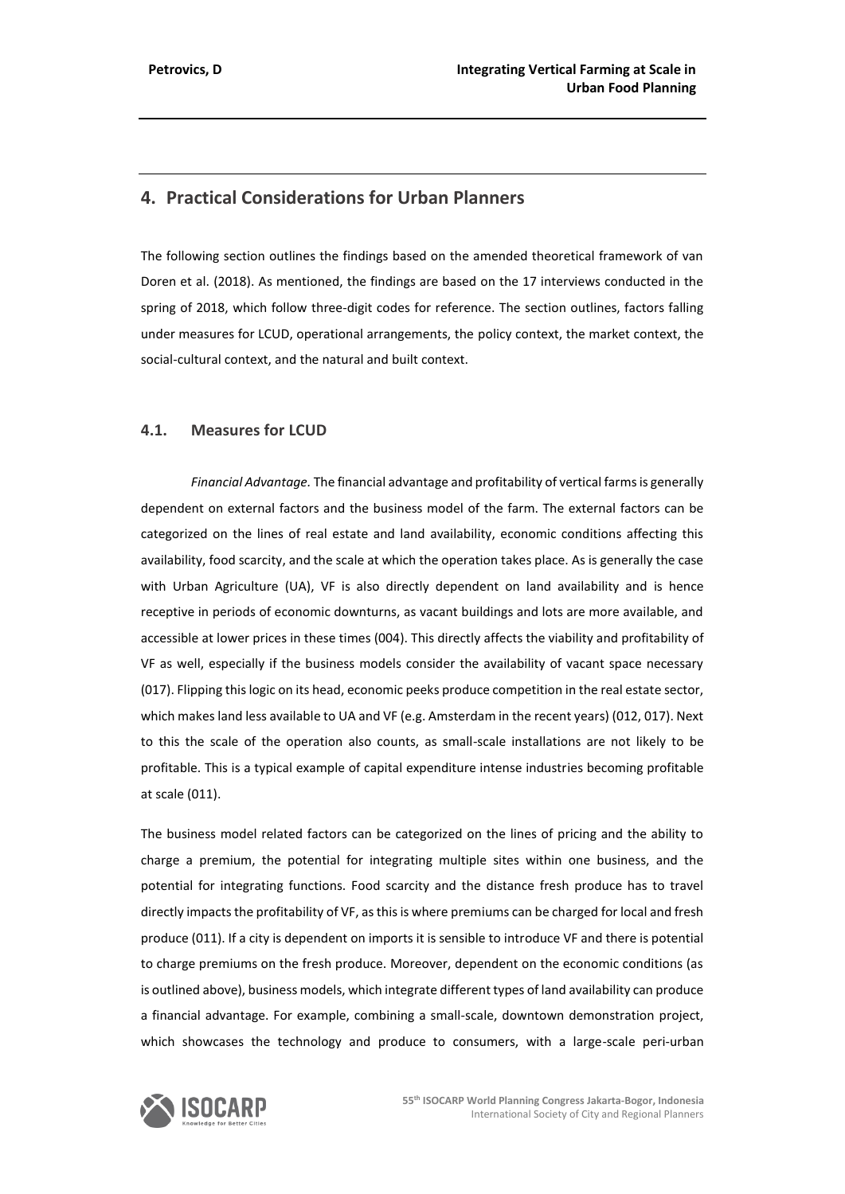## 4. Practical Considerations for Urban Planners

The following section outlines the findings based on the amended theoretical framework of van Doren et al. (2018). As mentioned, the findings are based on the 17 interviews conducted in the spring of 2018, which follow three-digit codes for reference. The section outlines, factors falling under measures for LCUD, operational arrangements, the policy context, the market context, the social-cultural context, and the natural and built context.

### 4.1. Measures for LCUD

*Financial Advantage.* The financial advantage and profitability of vertical farms is generally dependent on external factors and the business model of the farm. The external factors can be categorized on the lines of real estate and land availability, economic conditions affecting this availability, food scarcity, and the scale at which the operation takes place. As is generally the case with Urban Agriculture (UA), VF is also directly dependent on land availability and is hence receptive in periods of economic downturns, as vacant buildings and lots are more available, and accessible at lower prices in these times (004). This directly affects the viability and profitability of VF as well, especially if the business models consider the availability of vacant space necessary (017). Flipping this logic on its head, economic peeks produce competition in the real estate sector, which makes land less available to UA and VF (e.g. Amsterdam in the recent years) (012, 017). Next to this the scale of the operation also counts, as small-scale installations are not likely to be profitable. This is a typical example of capital expenditure intense industries becoming profitable at scale (011).

The business model related factors can be categorized on the lines of pricing and the ability to charge a premium, the potential for integrating multiple sites within one business, and the potential for integrating functions. Food scarcity and the distance fresh produce has to travel directly impacts the profitability of VF, as this is where premiums can be charged for local and fresh produce (011). If a city is dependent on imports it is sensible to introduce VF and there is potential to charge premiums on the fresh produce. Moreover, dependent on the economic conditions (as is outlined above), business models, which integrate different types of land availability can produce a financial advantage. For example, combining a small-scale, downtown demonstration project, which showcases the technology and produce to consumers, with a large-scale peri-urban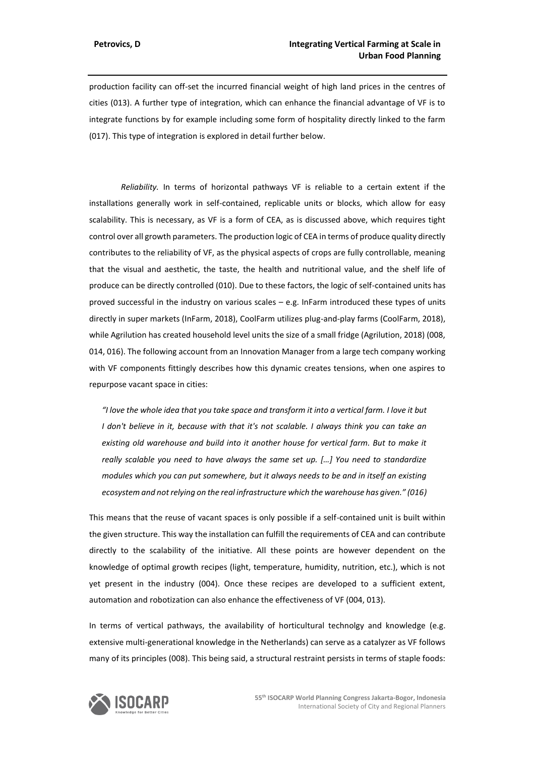production facility can off-set the incurred financial weight of high land prices in the centres of cities (013). A further type of integration, which can enhance the financial advantage of VF is to integrate functions by for example including some form of hospitality directly linked to the farm (017). This type of integration is explored in detail further below.

*Reliability.* In terms of horizontal pathways VF is reliable to a certain extent if the installations generally work in self-contained, replicable units or blocks, which allow for easy scalability. This is necessary, as VF is a form of CEA, as is discussed above, which requires tight control over all growth parameters. The production logic of CEA in terms of produce quality directly contributes to the reliability of VF, as the physical aspects of crops are fully controllable, meaning that the visual and aesthetic, the taste, the health and nutritional value, and the shelf life of produce can be directly controlled (010). Due to these factors, the logic of self-contained units has proved successful in the industry on various scales – e.g. InFarm introduced these types of units directly in super markets (InFarm, 2018), CoolFarm utilizes plug-and-play farms (CoolFarm, 2018), while Agrilution has created household level units the size of a small fridge (Agrilution, 2018) (008, 014, 016). The following account from an Innovation Manager from a large tech company working with VF components fittingly describes how this dynamic creates tensions, when one aspires to repurpose vacant space in cities:

> *"I love the whole idea that you take space and transform it into a vertical farm. I love it but I don't believe in it, because with that it's not scalable. I always think you can take an existing old warehouse and build into it another house for vertical farm. But to make it really scalable you need to have always the same set up. […] You need to standardize modules which you can put somewhere, but it always needs to be and in itself an existing ecosystem and not relying on the real infrastructure which the warehouse has given." (016)*

This means that the reuse of vacant spaces is only possible if a self-contained unit is built within the given structure. This way the installation can fulfill the requirements of CEA and can contribute directly to the scalability of the initiative. All these points are however dependent on the knowledge of optimal growth recipes (light, temperature, humidity, nutrition, etc.), which is not yet present in the industry (004). Once these recipes are developed to a sufficient extent, automation and robotization can also enhance the effectiveness of VF (004, 013).

In terms of vertical pathways, the availability of horticultural technolgy and knowledge (e.g. extensive multi-generational knowledge in the Netherlands) can serve as a catalyzer as VF follows many of its principles (008). This being said, a structural restraint persists in terms of staple foods: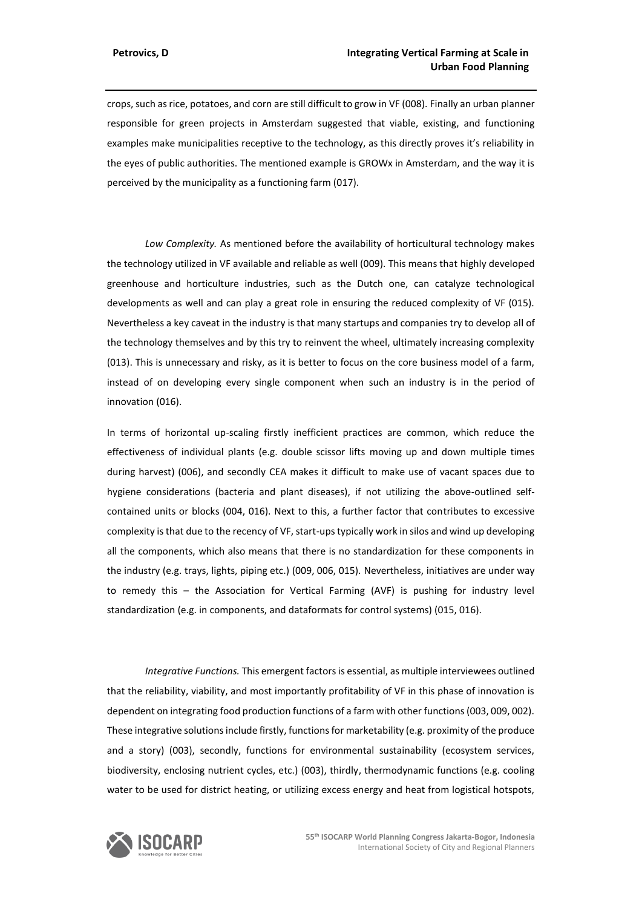crops, such as rice, potatoes, and corn are still difficult to grow in VF (008). Finally an urban planner responsible for green projects in Amsterdam suggested that viable, existing, and functioning examples make municipalities receptive to the technology, as this directly proves it's reliability in the eyes of public authorities. The mentioned example is GROWx in Amsterdam, and the way it is perceived by the municipality as a functioning farm (017).

*Low Complexity.* As mentioned before the availability of horticultural technology makes the technology utilized in VF available and reliable as well (009). This means that highly developed greenhouse and horticulture industries, such as the Dutch one, can catalyze technological developments as well and can play a great role in ensuring the reduced complexity of VF (015). Nevertheless a key caveat in the industry is that many startups and companies try to develop all of the technology themselves and by this try to reinvent the wheel, ultimately increasing complexity (013). This is unnecessary and risky, as it is better to focus on the core business model of a farm, instead of on developing every single component when such an industry is in the period of innovation (016).

In terms of horizontal up-scaling firstly inefficient practices are common, which reduce the effectiveness of individual plants (e.g. double scissor lifts moving up and down multiple times during harvest) (006), and secondly CEA makes it difficult to make use of vacant spaces due to hygiene considerations (bacteria and plant diseases), if not utilizing the above-outlined self-contained units or blocks (004, 016). Next to this, a further factor that contributes to excessive complexity is that due to the recency of VF, start-ups typically work in silos and wind up developing all the components, which also means that there is no standardization for these components in the industry (e.g. trays, lights, piping etc.) (009, 006, 015). Nevertheless, initiatives are under way to remedy this – the Association for Vertical Farming (AVF) is pushing for industry level standardization (e.g. in components, and dataformats for control systems) (015, 016).

*Integrative Functions.* This emergent factors is essential, as multiple interviewees outlined that the reliability, viability, and most importantly profitability of VF in this phase of innovation is dependent on integrating food production functions of a farm with other functions (003, 009, 002). These integrative solutions include firstly, functions for marketability (e.g. proximity of the produce and a story) (003), secondly, functions for environmental sustainability (ecosystem services, biodiversity, enclosing nutrient cycles, etc.) (003), thirdly, thermodynamic functions (e.g. cooling water to be used for district heating, or utilizing excess energy and heat from logistical hotspots,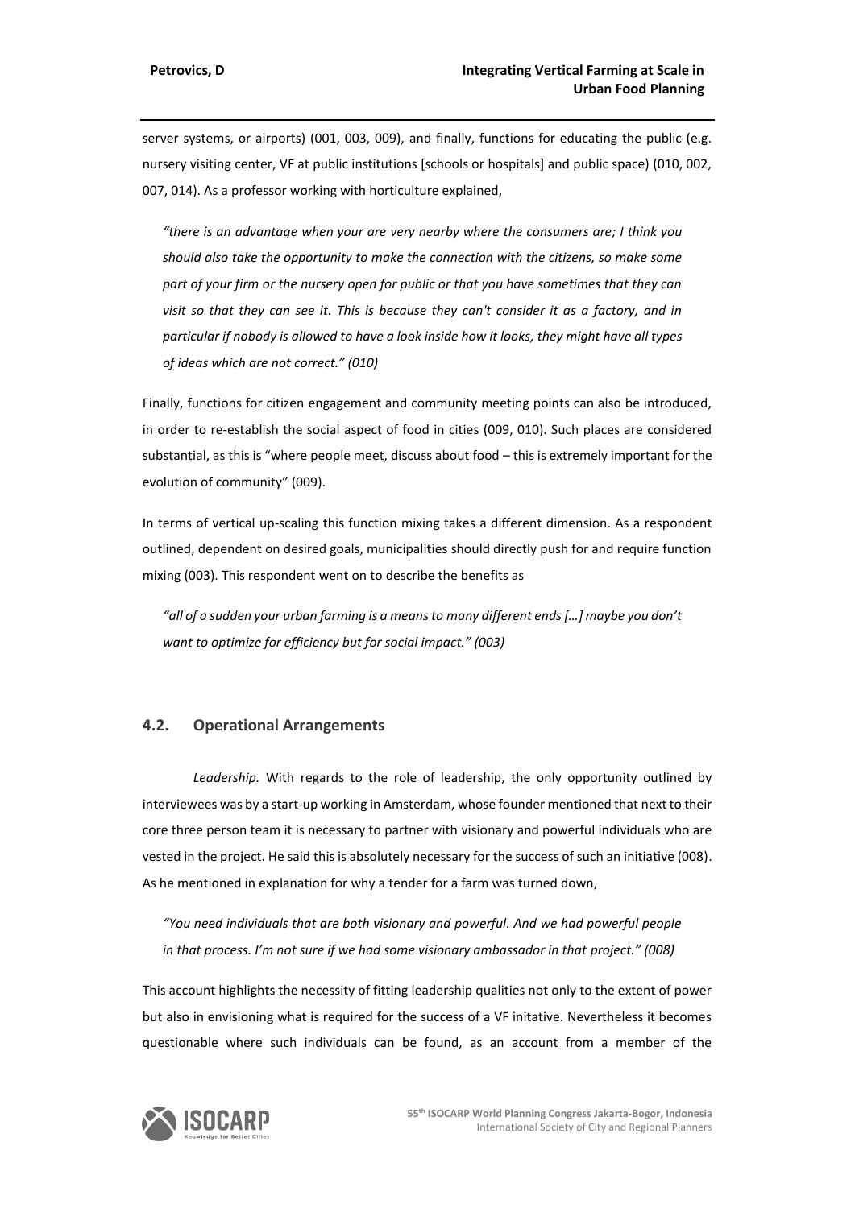server systems, or airports) (001, 003, 009), and finally, functions for educating the public (e.g. nursery visiting center, VF at public institutions [schools or hospitals] and public space) (010, 002, 007, 014). As a professor working with horticulture explained,

> *"there is an advantage when your are very nearby where the consumers are; I think you should also take the opportunity to make the connection with the citizens, so make some part of your firm or the nursery open for public or that you have sometimes that they can visit so that they can see it. This is because they can't consider it as a factory, and in particular if nobody is allowed to have a look inside how it looks, they might have all types of ideas which are not correct." (010)*

Finally, functions for citizen engagement and community meeting points can also be introduced, in order to re-establish the social aspect of food in cities (009, 010). Such places are considered substantial, as this is "where people meet, discuss about food – this is extremely important for the evolution of community" (009).

In terms of vertical up-scaling this function mixing takes a different dimension. As a respondent outlined, dependent on desired goals, municipalities should directly push for and require function mixing (003). This respondent went on to describe the benefits as

> *"all of a sudden your urban farming is a means to many different ends […] maybe you don't want to optimize for efficiency but for social impact." (003)*

## 4.2. Operational Arrangements

*Leadership.* With regards to the role of leadership, the only opportunity outlined by interviewees was by a start-up working in Amsterdam, whose founder mentioned that next to their core three person team it is necessary to partner with visionary and powerful individuals who are vested in the project. He said this is absolutely necessary for the success of such an initiative (008). As he mentioned in explanation for why a tender for a farm was turned down,

> *"You need individuals that are both visionary and powerful. And we had powerful people in that process. I'm not sure if we had some visionary ambassador in that project." (008)*

This account highlights the necessity of fitting leadership qualities not only to the extent of power but also in envisioning what is required for the success of a VF initative. Nevertheless it becomes questionable where such individuals can be found, as an account from a member of the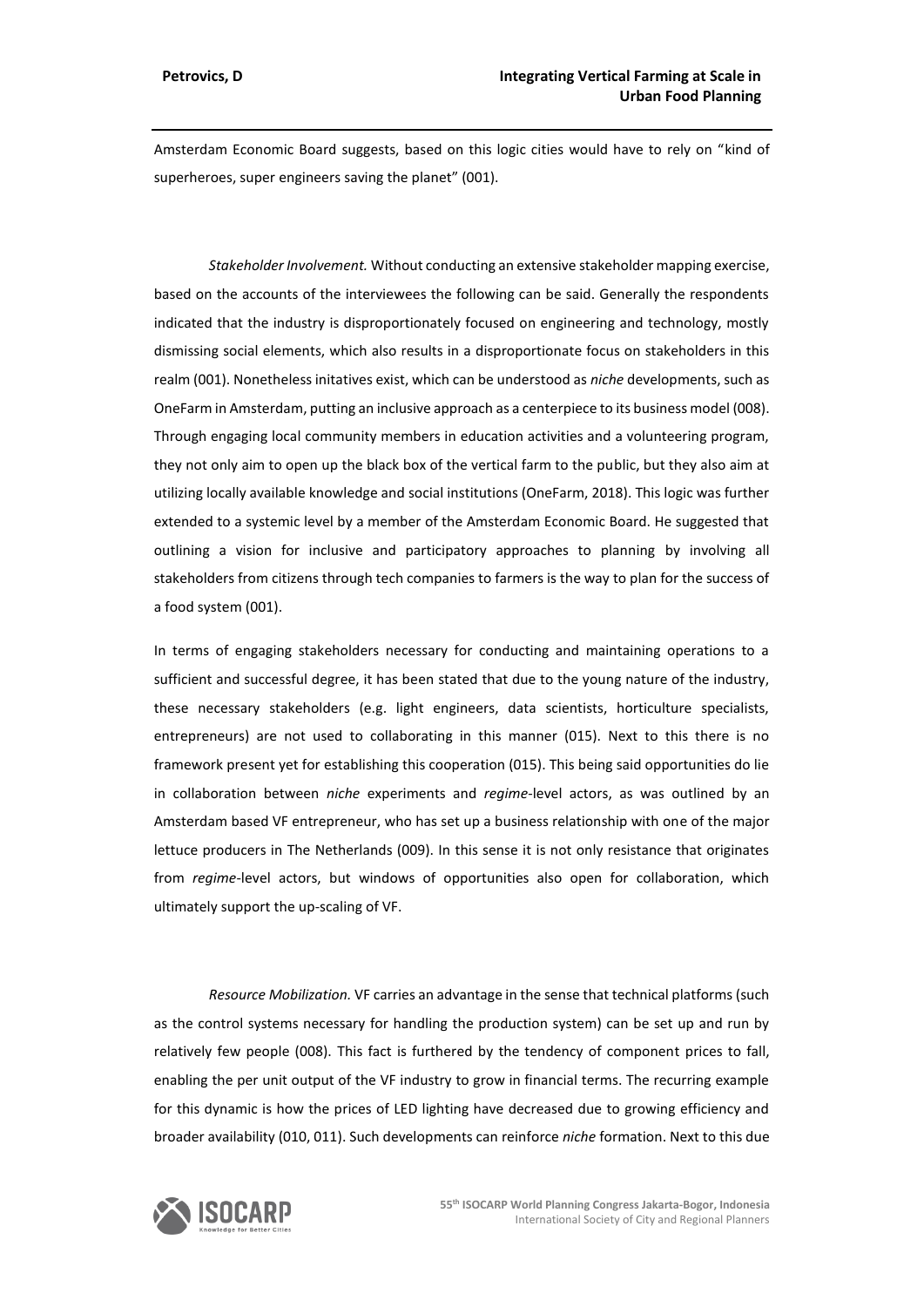Amsterdam Economic Board suggests, based on this logic cities would have to rely on "kind of superheroes, super engineers saving the planet" (001).

*Stakeholder Involvement.* Without conducting an extensive stakeholder mapping exercise, based on the accounts of the interviewees the following can be said. Generally the respondents indicated that the industry is disproportionately focused on engineering and technology, mostly dismissing social elements, which also results in a disproportionate focus on stakeholders in this realm (001). Nonetheless initatives exist, which can be understood as *niche* developments, such as OneFarm in Amsterdam, putting an inclusive approach as a centerpiece to its business model (008). Through engaging local community members in education activities and a volunteering program, they not only aim to open up the black box of the vertical farm to the public, but they also aim at utilizing locally available knowledge and social institutions (OneFarm, 2018). This logic was further extended to a systemic level by a member of the Amsterdam Economic Board. He suggested that outlining a vision for inclusive and participatory approaches to planning by involving all stakeholders from citizens through tech companies to farmers is the way to plan for the success of a food system (001).

In terms of engaging stakeholders necessary for conducting and maintaining operations to a sufficient and successful degree, it has been stated that due to the young nature of the industry, these necessary stakeholders (e.g. light engineers, data scientists, horticulture specialists, entrepreneurs) are not used to collaborating in this manner (015). Next to this there is no framework present yet for establishing this cooperation (015). This being said opportunities do lie in collaboration between *niche* experiments and *regime*-level actors, as was outlined by an Amsterdam based VF entrepreneur, who has set up a business relationship with one of the major lettuce producers in The Netherlands (009). In this sense it is not only resistance that originates from *regime*-level actors, but windows of opportunities also open for collaboration, which ultimately support the up-scaling of VF.

*Resource Mobilization.* VF carries an advantage in the sense that technical platforms (such as the control systems necessary for handling the production system) can be set up and run by relatively few people (008). This fact is furthered by the tendency of component prices to fall, enabling the per unit output of the VF industry to grow in financial terms. The recurring example for this dynamic is how the prices of LED lighting have decreased due to growing efficiency and broader availability (010, 011). Such developments can reinforce *niche* formation. Next to this due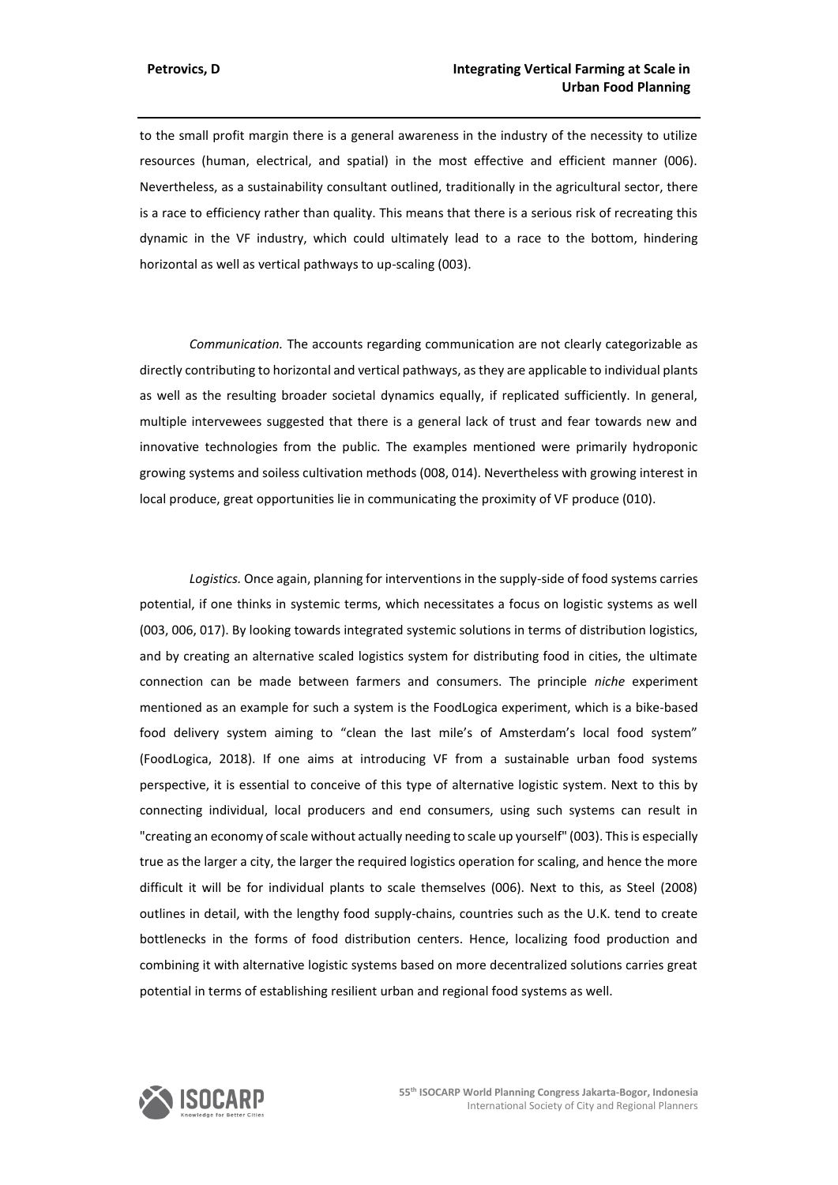to the small profit margin there is a general awareness in the industry of the necessity to utilize resources (human, electrical, and spatial) in the most effective and efficient manner (006). Nevertheless, as a sustainability consultant outlined, traditionally in the agricultural sector, there is a race to efficiency rather than quality. This means that there is a serious risk of recreating this dynamic in the VF industry, which could ultimately lead to a race to the bottom, hindering horizontal as well as vertical pathways to up-scaling (003).

*Communication.* The accounts regarding communication are not clearly categorizable as directly contributing to horizontal and vertical pathways, as they are applicable to individual plants as well as the resulting broader societal dynamics equally, if replicated sufficiently. In general, multiple intervewees suggested that there is a general lack of trust and fear towards new and innovative technologies from the public. The examples mentioned were primarily hydroponic growing systems and soiless cultivation methods (008, 014). Nevertheless with growing interest in local produce, great opportunities lie in communicating the proximity of VF produce (010).

*Logistics.* Once again, planning for interventions in the supply-side of food systems carries potential, if one thinks in systemic terms, which necessitates a focus on logistic systems as well (003, 006, 017). By looking towards integrated systemic solutions in terms of distribution logistics, and by creating an alternative scaled logistics system for distributing food in cities, the ultimate connection can be made between farmers and consumers. The principle *niche* experiment mentioned as an example for such a system is the FoodLogica experiment, which is a bike-based food delivery system aiming to "clean the last mile's of Amsterdam's local food system" (FoodLogica, 2018). If one aims at introducing VF from a sustainable urban food systems perspective, it is essential to conceive of this type of alternative logistic system. Next to this by connecting individual, local producers and end consumers, using such systems can result in "creating an economy of scale without actually needing to scale up yourself" (003). This is especially true as the larger a city, the larger the required logistics operation for scaling, and hence the more difficult it will be for individual plants to scale themselves (006). Next to this, as Steel (2008) outlines in detail, with the lengthy food supply-chains, countries such as the U.K. tend to create bottlenecks in the forms of food distribution centers. Hence, localizing food production and combining it with alternative logistic systems based on more decentralized solutions carries great potential in terms of establishing resilient urban and regional food systems as well.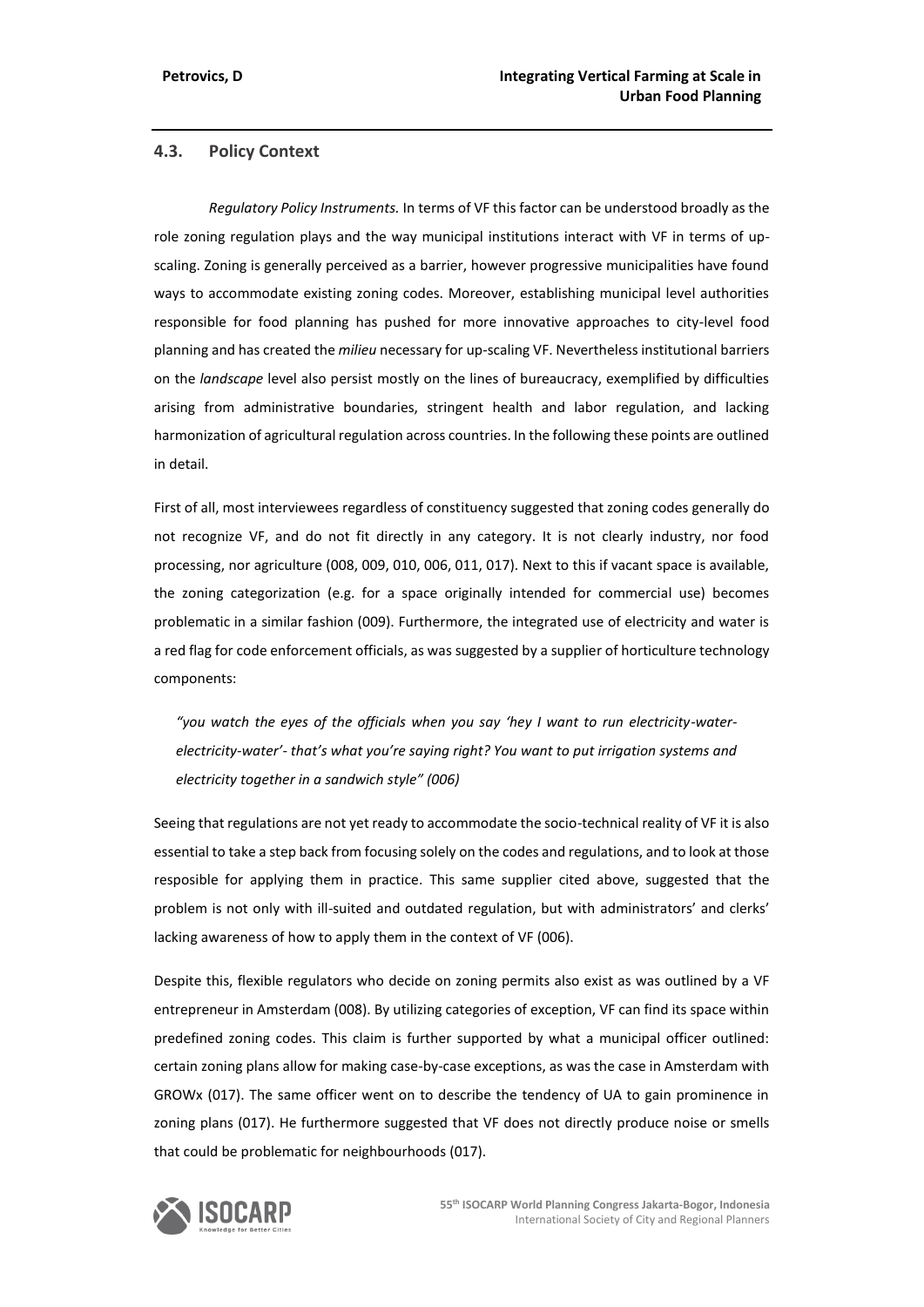## 4.3. Policy Context

*Regulatory Policy Instruments.* In terms of VF this factor can be understood broadly as the role zoning regulation plays and the way municipal institutions interact with VF in terms of up-scaling. Zoning is generally perceived as a barrier, however progressive municipalities have found ways to accommodate existing zoning codes. Moreover, establishing municipal level authorities responsible for food planning has pushed for more innovative approaches to city-level food planning and has created the *milieu* necessary for up-scaling VF. Nevertheless institutional barriers on the *landscape* level also persist mostly on the lines of bureaucracy, exemplified by difficulties arising from administrative boundaries, stringent health and labor regulation, and lacking harmonization of agricultural regulation across countries. In the following these points are outlined in detail.

First of all, most interviewees regardless of constituency suggested that zoning codes generally do not recognize VF, and do not fit directly in any category. It is not clearly industry, nor food processing, nor agriculture (008, 009, 010, 006, 011, 017). Next to this if vacant space is available, the zoning categorization (e.g. for a space originally intended for commercial use) becomes problematic in a similar fashion (009). Furthermore, the integrated use of electricity and water is a red flag for code enforcement officials, as was suggested by a supplier of horticulture technology components:

> *"you watch the eyes of the officials when you say 'hey I want to run electricity-water-electricity-water'- that's what you're saying right? You want to put irrigation systems and electricity together in a sandwich style" (006)*

Seeing that regulations are not yet ready to accommodate the socio-technical reality of VF it is also essential to take a step back from focusing solely on the codes and regulations, and to look at those resposible for applying them in practice. This same supplier cited above, suggested that the problem is not only with ill-suited and outdated regulation, but with administrators' and clerks' lacking awareness of how to apply them in the context of VF (006).

Despite this, flexible regulators who decide on zoning permits also exist as was outlined by a VF entrepreneur in Amsterdam (008). By utilizing categories of exception, VF can find its space within predefined zoning codes. This claim is further supported by what a municipal officer outlined: certain zoning plans allow for making case-by-case exceptions, as was the case in Amsterdam with GROWx (017). The same officer went on to describe the tendency of UA to gain prominence in zoning plans (017). He furthermore suggested that VF does not directly produce noise or smells that could be problematic for neighbourhoods (017).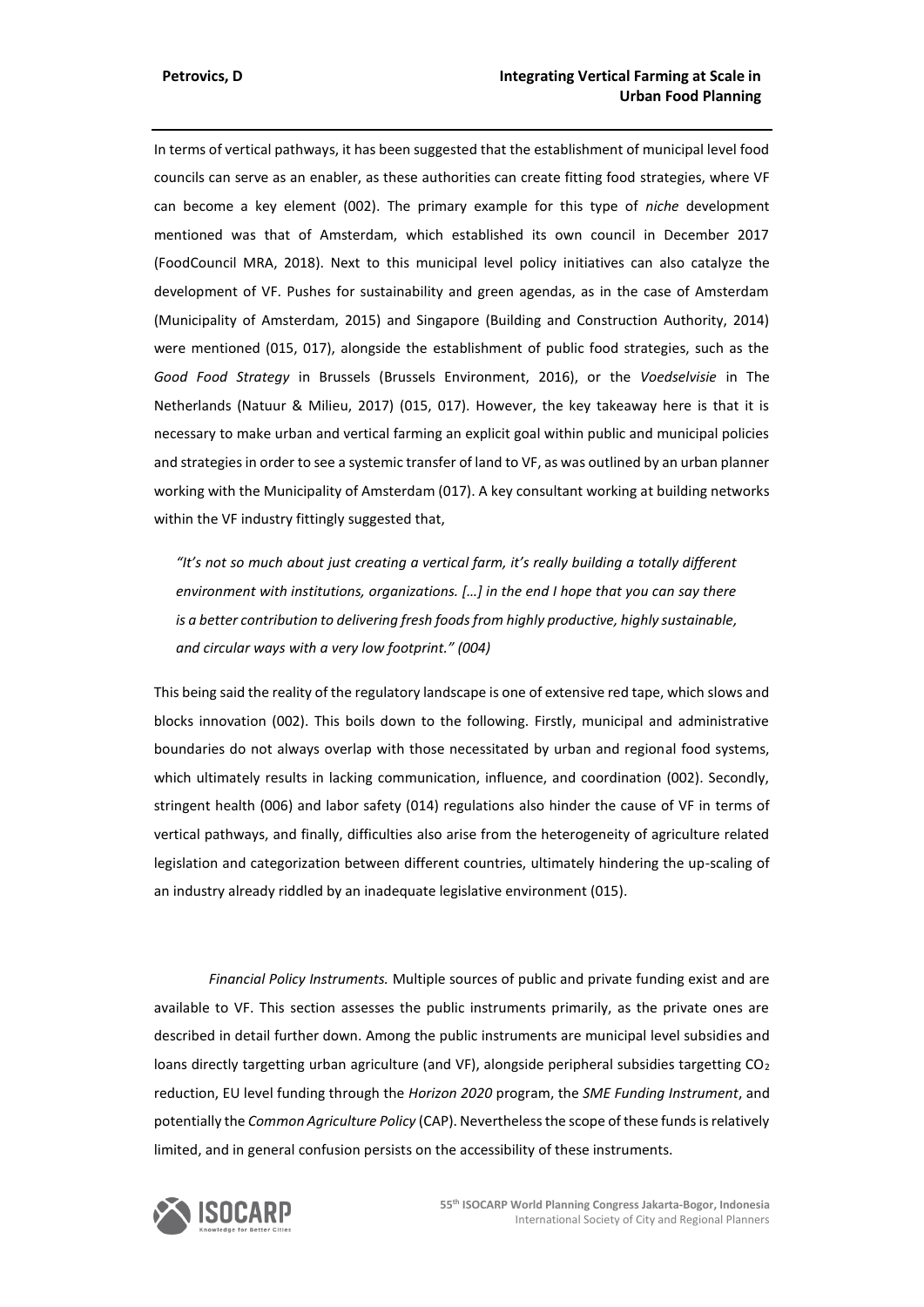In terms of vertical pathways, it has been suggested that the establishment of municipal level food councils can serve as an enabler, as these authorities can create fitting food strategies, where VF can become a key element (002). The primary example for this type of *niche* development mentioned was that of Amsterdam, which established its own council in December 2017 (FoodCouncil MRA, 2018). Next to this municipal level policy initiatives can also catalyze the development of VF. Pushes for sustainability and green agendas, as in the case of Amsterdam (Municipality of Amsterdam, 2015) and Singapore (Building and Construction Authority, 2014) were mentioned (015, 017), alongside the establishment of public food strategies, such as the *Good Food Strategy* in Brussels (Brussels Environment, 2016), or the *Voedselvisie* in The Netherlands (Natuur & Milieu, 2017) (015, 017). However, the key takeaway here is that it is necessary to make urban and vertical farming an explicit goal within public and municipal policies and strategies in order to see a systemic transfer of land to VF, as was outlined by an urban planner working with the Municipality of Amsterdam (017). A key consultant working at building networks within the VF industry fittingly suggested that,

> *"It's not so much about just creating a vertical farm, it's really building a totally different environment with institutions, organizations. […] in the end I hope that you can say there is a better contribution to delivering fresh foods from highly productive, highly sustainable, and circular ways with a very low footprint." (004)*

This being said the reality of the regulatory landscape is one of extensive red tape, which slows and blocks innovation (002). This boils down to the following. Firstly, municipal and administrative boundaries do not always overlap with those necessitated by urban and regional food systems, which ultimately results in lacking communication, influence, and coordination (002). Secondly, stringent health (006) and labor safety (014) regulations also hinder the cause of VF in terms of vertical pathways, and finally, difficulties also arise from the heterogeneity of agriculture related legislation and categorization between different countries, ultimately hindering the up-scaling of an industry already riddled by an inadequate legislative environment (015).

*Financial Policy Instruments.* Multiple sources of public and private funding exist and are available to VF. This section assesses the public instruments primarily, as the private ones are described in detail further down. Among the public instruments are municipal level subsidies and loans directly targetting urban agriculture (and VF), alongside peripheral subsidies targetting $CO_2$ reduction, EU level funding through the *Horizon 2020* program, the *SME Funding Instrument*, and potentially the *Common Agriculture Policy* (CAP). Nevertheless the scope of these funds is relatively limited, and in general confusion persists on the accessibility of these instruments.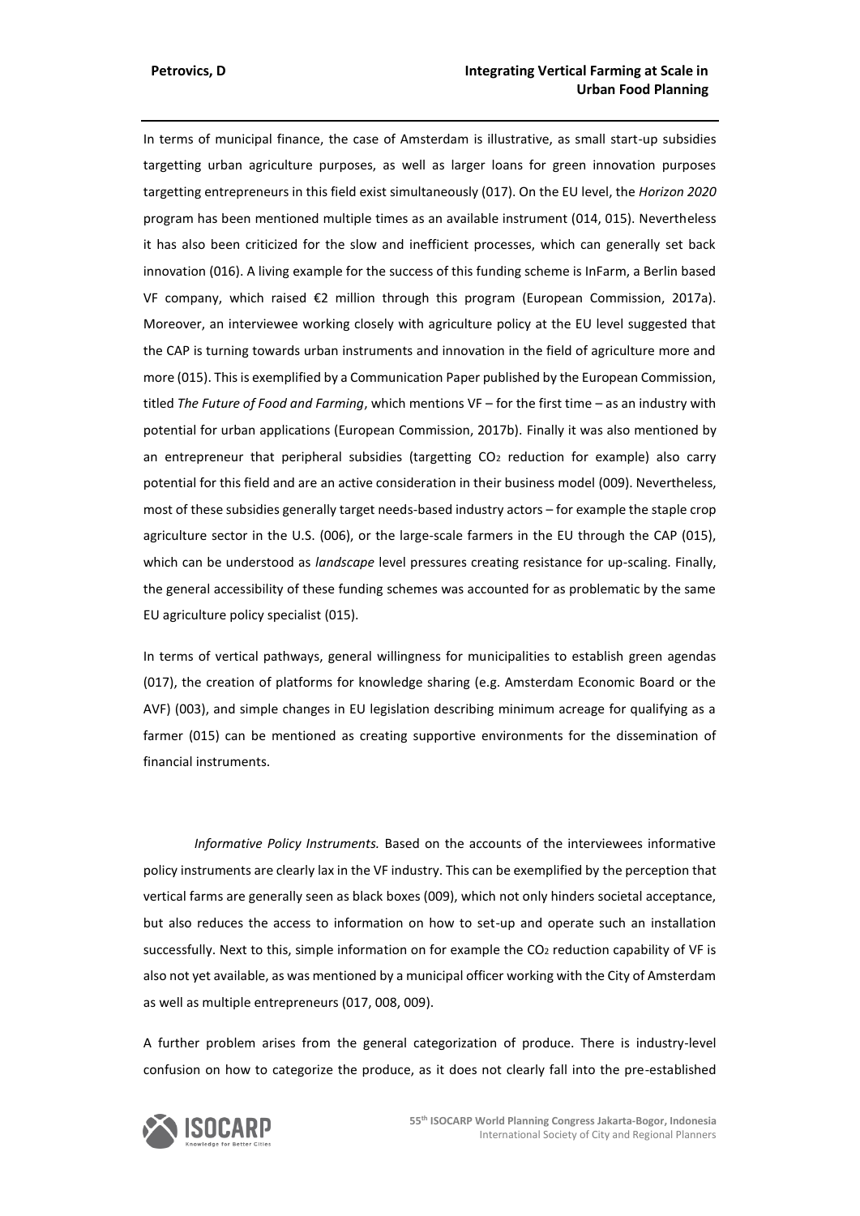In terms of municipal finance, the case of Amsterdam is illustrative, as small start-up subsidies targetting urban agriculture purposes, as well as larger loans for green innovation purposes targetting entrepreneurs in this field exist simultaneously (017). On the EU level, the *Horizon 2020* program has been mentioned multiple times as an available instrument (014, 015). Nevertheless it has also been criticized for the slow and inefficient processes, which can generally set back innovation (016). A living example for the success of this funding scheme is InFarm, a Berlin based VF company, which raised €2 million through this program (European Commission, 2017a). Moreover, an interviewee working closely with agriculture policy at the EU level suggested that the CAP is turning towards urban instruments and innovation in the field of agriculture more and more (015). This is exemplified by a Communication Paper published by the European Commission, titled *The Future of Food and Farming*, which mentions VF – for the first time – as an industry with potential for urban applications (European Commission, 2017b). Finally it was also mentioned by an entrepreneur that peripheral subsidies (targetting $CO_2$ reduction for example) also carry potential for this field and are an active consideration in their business model (009). Nevertheless, most of these subsidies generally target needs-based industry actors – for example the staple crop agriculture sector in the U.S. (006), or the large-scale farmers in the EU through the CAP (015), which can be understood as *landscape* level pressures creating resistance for up-scaling. Finally, the general accessibility of these funding schemes was accounted for as problematic by the same EU agriculture policy specialist (015).

In terms of vertical pathways, general willingness for municipalities to establish green agendas (017), the creation of platforms for knowledge sharing (e.g. Amsterdam Economic Board or the AVF) (003), and simple changes in EU legislation describing minimum acreage for qualifying as a farmer (015) can be mentioned as creating supportive environments for the dissemination of financial instruments.

*Informative Policy Instruments.* Based on the accounts of the interviewees informative policy instruments are clearly lax in the VF industry. This can be exemplified by the perception that vertical farms are generally seen as black boxes (009), which not only hinders societal acceptance, but also reduces the access to information on how to set-up and operate such an installation successfully. Next to this, simple information on for example the $CO_2$ reduction capability of VF is also not yet available, as was mentioned by a municipal officer working with the City of Amsterdam as well as multiple entrepreneurs (017, 008, 009).

A further problem arises from the general categorization of produce. There is industry-level confusion on how to categorize the produce, as it does not clearly fall into the pre-established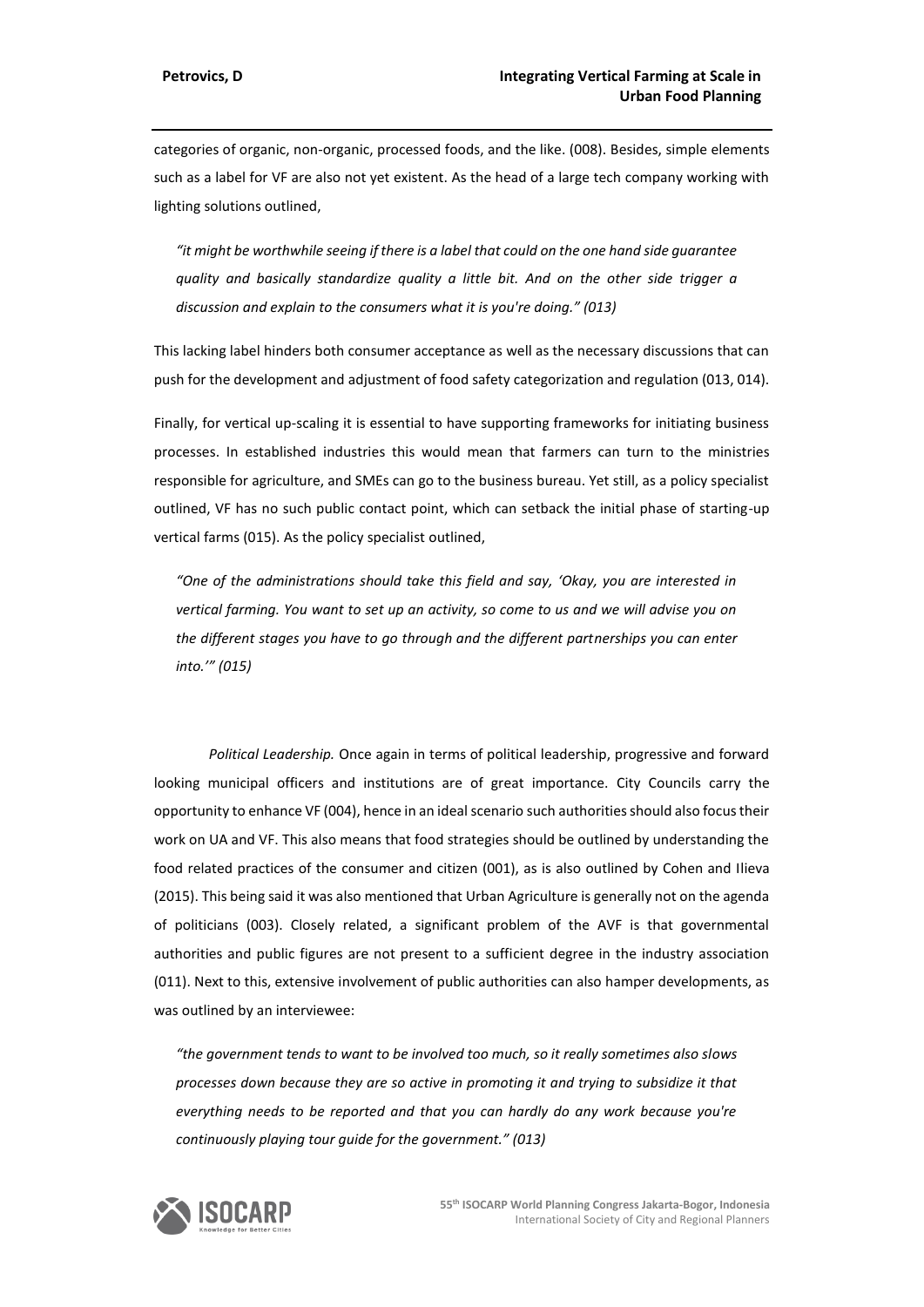categories of organic, non-organic, processed foods, and the like. (008). Besides, simple elements such as a label for VF are also not yet existent. As the head of a large tech company working with lighting solutions outlined,

> *"it might be worthwhile seeing if there is a label that could on the one hand side guarantee quality and basically standardize quality a little bit. And on the other side trigger a discussion and explain to the consumers what it is you're doing." (013)*

This lacking label hinders both consumer acceptance as well as the necessary discussions that can push for the development and adjustment of food safety categorization and regulation (013, 014).

Finally, for vertical up-scaling it is essential to have supporting frameworks for initiating business processes. In established industries this would mean that farmers can turn to the ministries responsible for agriculture, and SMEs can go to the business bureau. Yet still, as a policy specialist outlined, VF has no such public contact point, which can setback the initial phase of starting-up vertical farms (015). As the policy specialist outlined,

> *"One of the administrations should take this field and say, 'Okay, you are interested in vertical farming. You want to set up an activity, so come to us and we will advise you on the different stages you have to go through and the different partnerships you can enter into.'" (015)*

*Political Leadership.* Once again in terms of political leadership, progressive and forward looking municipal officers and institutions are of great importance. City Councils carry the opportunity to enhance VF (004), hence in an ideal scenario such authorities should also focus their work on UA and VF. This also means that food strategies should be outlined by understanding the food related practices of the consumer and citizen (001), as is also outlined by Cohen and Ilieva (2015). This being said it was also mentioned that Urban Agriculture is generally not on the agenda of politicians (003). Closely related, a significant problem of the AVF is that governmental authorities and public figures are not present to a sufficient degree in the industry association (011). Next to this, extensive involvement of public authorities can also hamper developments, as was outlined by an interviewee:

> *"the government tends to want to be involved too much, so it really sometimes also slows processes down because they are so active in promoting it and trying to subsidize it that everything needs to be reported and that you can hardly do any work because you're continuously playing tour guide for the government." (013)*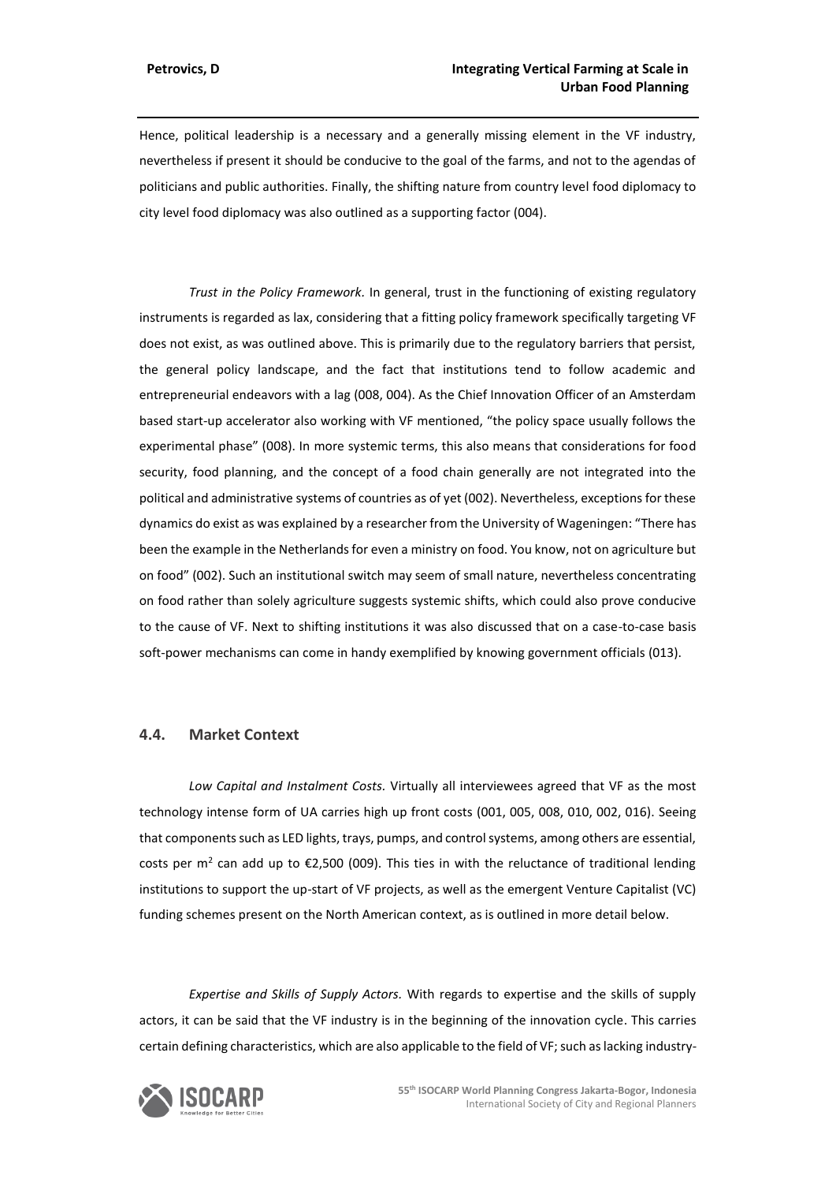Hence, political leadership is a necessary and a generally missing element in the VF industry, nevertheless if present it should be conducive to the goal of the farms, and not to the agendas of politicians and public authorities. Finally, the shifting nature from country level food diplomacy to city level food diplomacy was also outlined as a supporting factor (004).

*Trust in the Policy Framework.* In general, trust in the functioning of existing regulatory instruments is regarded as lax, considering that a fitting policy framework specifically targeting VF does not exist, as was outlined above. This is primarily due to the regulatory barriers that persist, the general policy landscape, and the fact that institutions tend to follow academic and entrepreneurial endeavors with a lag (008, 004). As the Chief Innovation Officer of an Amsterdam based start-up accelerator also working with VF mentioned, "the policy space usually follows the experimental phase" (008). In more systemic terms, this also means that considerations for food security, food planning, and the concept of a food chain generally are not integrated into the political and administrative systems of countries as of yet (002). Nevertheless, exceptions for these dynamics do exist as was explained by a researcher from the University of Wageningen: "There has been the example in the Netherlands for even a ministry on food. You know, not on agriculture but on food" (002). Such an institutional switch may seem of small nature, nevertheless concentrating on food rather than solely agriculture suggests systemic shifts, which could also prove conducive to the cause of VF. Next to shifting institutions it was also discussed that on a case-to-case basis soft-power mechanisms can come in handy exemplified by knowing government officials (013).

## 4.4. Market Context

*Low Capital and Instalment Costs.* Virtually all interviewees agreed that VF as the most technology intense form of UA carries high up front costs (001, 005, 008, 010, 002, 016). Seeing that components such as LED lights, trays, pumps, and control systems, among others are essential, costs per $m^2$ can add up to €2,500 (009). This ties in with the reluctance of traditional lending institutions to support the up-start of VF projects, as well as the emergent Venture Capitalist (VC) funding schemes present on the North American context, as is outlined in more detail below.

*Expertise and Skills of Supply Actors.* With regards to expertise and the skills of supply actors, it can be said that the VF industry is in the beginning of the innovation cycle. This carries certain defining characteristics, which are also applicable to the field of VF; such as lacking industry-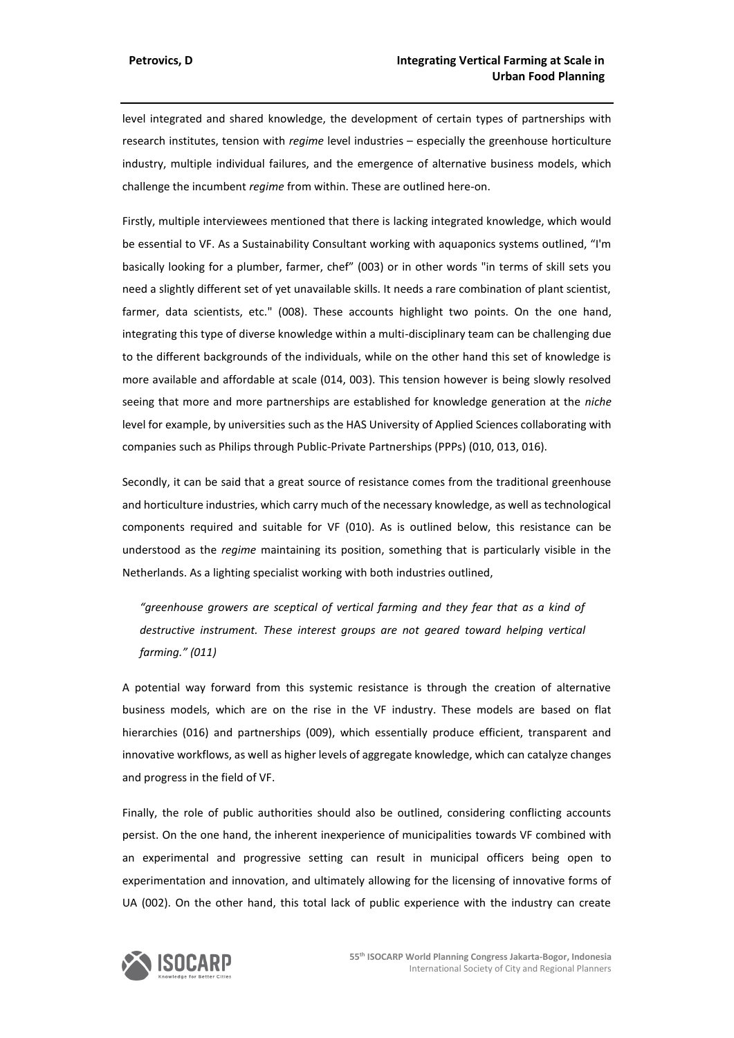level integrated and shared knowledge, the development of certain types of partnerships with research institutes, tension with *regime* level industries – especially the greenhouse horticulture industry, multiple individual failures, and the emergence of alternative business models, which challenge the incumbent *regime* from within. These are outlined here-on.

Firstly, multiple interviewees mentioned that there is lacking integrated knowledge, which would be essential to VF. As a Sustainability Consultant working with aquaponics systems outlined, "I'm basically looking for a plumber, farmer, chef" (003) or in other words "in terms of skill sets you need a slightly different set of yet unavailable skills. It needs a rare combination of plant scientist, farmer, data scientists, etc." (008). These accounts highlight two points. On the one hand, integrating this type of diverse knowledge within a multi-disciplinary team can be challenging due to the different backgrounds of the individuals, while on the other hand this set of knowledge is more available and affordable at scale (014, 003). This tension however is being slowly resolved seeing that more and more partnerships are established for knowledge generation at the *niche* level for example, by universities such as the HAS University of Applied Sciences collaborating with companies such as Philips through Public-Private Partnerships (PPPs) (010, 013, 016).

Secondly, it can be said that a great source of resistance comes from the traditional greenhouse and horticulture industries, which carry much of the necessary knowledge, as well as technological components required and suitable for VF (010). As is outlined below, this resistance can be understood as the *regime* maintaining its position, something that is particularly visible in the Netherlands. As a lighting specialist working with both industries outlined,

> *"greenhouse growers are sceptical of vertical farming and they fear that as a kind of destructive instrument. These interest groups are not geared toward helping vertical farming." (011)*

A potential way forward from this systemic resistance is through the creation of alternative business models, which are on the rise in the VF industry. These models are based on flat hierarchies (016) and partnerships (009), which essentially produce efficient, transparent and innovative workflows, as well as higher levels of aggregate knowledge, which can catalyze changes and progress in the field of VF.

Finally, the role of public authorities should also be outlined, considering conflicting accounts persist. On the one hand, the inherent inexperience of municipalities towards VF combined with an experimental and progressive setting can result in municipal officers being open to experimentation and innovation, and ultimately allowing for the licensing of innovative forms of UA (002). On the other hand, this total lack of public experience with the industry can create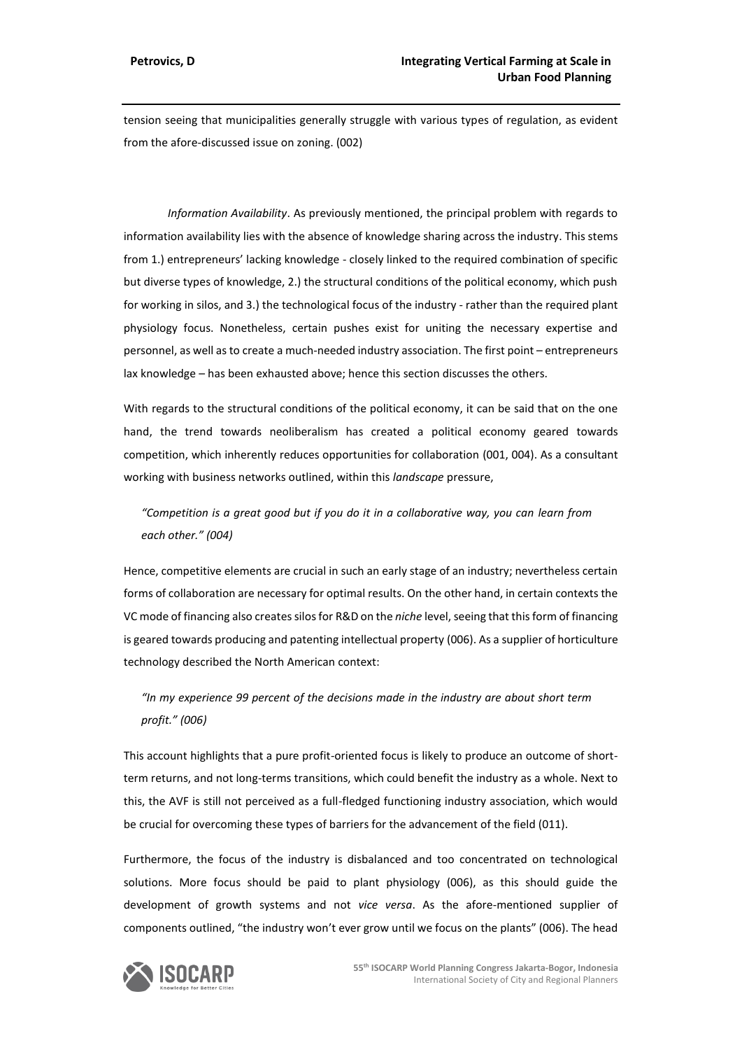tension seeing that municipalities generally struggle with various types of regulation, as evident from the afore-discussed issue on zoning. (002)

*Information Availability*. As previously mentioned, the principal problem with regards to information availability lies with the absence of knowledge sharing across the industry. This stems from 1.) entrepreneurs' lacking knowledge - closely linked to the required combination of specific but diverse types of knowledge, 2.) the structural conditions of the political economy, which push for working in silos, and 3.) the technological focus of the industry - rather than the required plant physiology focus. Nonetheless, certain pushes exist for uniting the necessary expertise and personnel, as well as to create a much-needed industry association. The first point – entrepreneurs lax knowledge – has been exhausted above; hence this section discusses the others.

With regards to the structural conditions of the political economy, it can be said that on the one hand, the trend towards neoliberalism has created a political economy geared towards competition, which inherently reduces opportunities for collaboration (001, 004). As a consultant working with business networks outlined, within this *landscape* pressure,

> *"Competition is a great good but if you do it in a collaborative way, you can learn from each other." (004)*

Hence, competitive elements are crucial in such an early stage of an industry; nevertheless certain forms of collaboration are necessary for optimal results. On the other hand, in certain contexts the VC mode of financing also creates silos for R&D on the *niche* level, seeing that this form of financing is geared towards producing and patenting intellectual property (006). As a supplier of horticulture technology described the North American context:

> *"In my experience 99 percent of the decisions made in the industry are about short term profit." (006)*

This account highlights that a pure profit-oriented focus is likely to produce an outcome of short-term returns, and not long-terms transitions, which could benefit the industry as a whole. Next to this, the AVF is still not perceived as a full-fledged functioning industry association, which would be crucial for overcoming these types of barriers for the advancement of the field (011).

Furthermore, the focus of the industry is disbalanced and too concentrated on technological solutions. More focus should be paid to plant physiology (006), as this should guide the development of growth systems and not *vice versa*. As the afore-mentioned supplier of components outlined, "the industry won't ever grow until we focus on the plants" (006). The head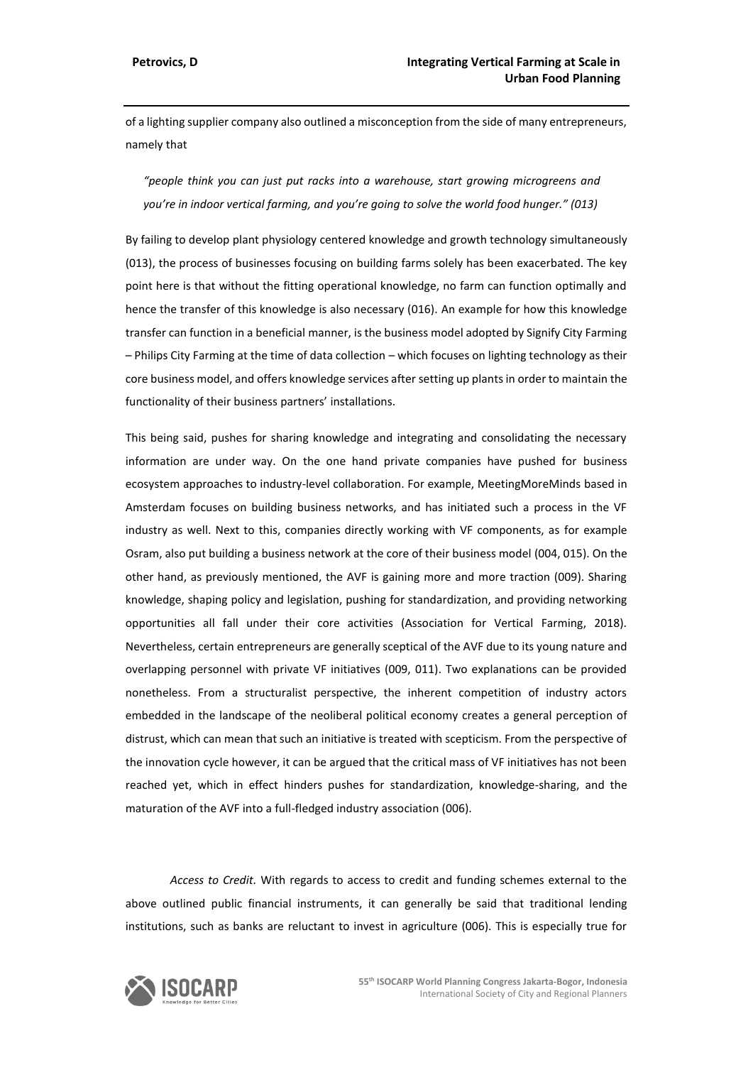of a lighting supplier company also outlined a misconception from the side of many entrepreneurs, namely that

> *"people think you can just put racks into a warehouse, start growing microgreens and you're in indoor vertical farming, and you're going to solve the world food hunger." (013)*

By failing to develop plant physiology centered knowledge and growth technology simultaneously (013), the process of businesses focusing on building farms solely has been exacerbated. The key point here is that without the fitting operational knowledge, no farm can function optimally and hence the transfer of this knowledge is also necessary (016). An example for how this knowledge transfer can function in a beneficial manner, is the business model adopted by Signify City Farming – Philips City Farming at the time of data collection – which focuses on lighting technology as their core business model, and offers knowledge services after setting up plants in order to maintain the functionality of their business partners' installations.

This being said, pushes for sharing knowledge and integrating and consolidating the necessary information are under way. On the one hand private companies have pushed for business ecosystem approaches to industry-level collaboration. For example, MeetingMoreMinds based in Amsterdam focuses on building business networks, and has initiated such a process in the VF industry as well. Next to this, companies directly working with VF components, as for example Osram, also put building a business network at the core of their business model (004, 015). On the other hand, as previously mentioned, the AVF is gaining more and more traction (009). Sharing knowledge, shaping policy and legislation, pushing for standardization, and providing networking opportunities all fall under their core activities (Association for Vertical Farming, 2018). Nevertheless, certain entrepreneurs are generally sceptical of the AVF due to its young nature and overlapping personnel with private VF initiatives (009, 011). Two explanations can be provided nonetheless. From a structuralist perspective, the inherent competition of industry actors embedded in the landscape of the neoliberal political economy creates a general perception of distrust, which can mean that such an initiative is treated with scepticism. From the perspective of the innovation cycle however, it can be argued that the critical mass of VF initiatives has not been reached yet, which in effect hinders pushes for standardization, knowledge-sharing, and the maturation of the AVF into a full-fledged industry association (006).

*Access to Credit.* With regards to access to credit and funding schemes external to the above outlined public financial instruments, it can generally be said that traditional lending institutions, such as banks are reluctant to invest in agriculture (006). This is especially true for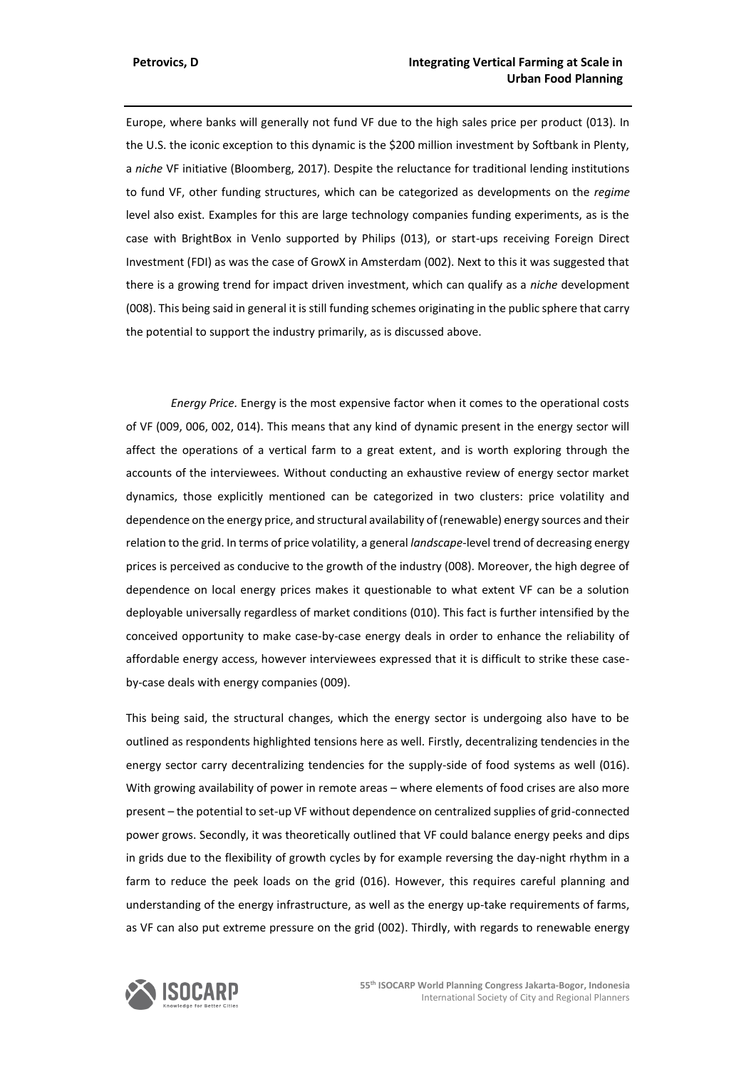Europe, where banks will generally not fund VF due to the high sales price per product (013). In the U.S. the iconic exception to this dynamic is the $200 million investment by Softbank in Plenty, a *niche* VF initiative (Bloomberg, 2017). Despite the reluctance for traditional lending institutions to fund VF, other funding structures, which can be categorized as developments on the *regime* level also exist. Examples for this are large technology companies funding experiments, as is the case with BrightBox in Venlo supported by Philips (013), or start-ups receiving Foreign Direct Investment (FDI) as was the case of GrowX in Amsterdam (002). Next to this it was suggested that there is a growing trend for impact driven investment, which can qualify as a *niche* development (008). This being said in general it is still funding schemes originating in the public sphere that carry the potential to support the industry primarily, as is discussed above.

*Energy Price.* Energy is the most expensive factor when it comes to the operational costs of VF (009, 006, 002, 014). This means that any kind of dynamic present in the energy sector will affect the operations of a vertical farm to a great extent, and is worth exploring through the accounts of the interviewees. Without conducting an exhaustive review of energy sector market dynamics, those explicitly mentioned can be categorized in two clusters: price volatility and dependence on the energy price, and structural availability of (renewable) energy sources and their relation to the grid. In terms of price volatility, a general *landscape*-level trend of decreasing energy prices is perceived as conducive to the growth of the industry (008). Moreover, the high degree of dependence on local energy prices makes it questionable to what extent VF can be a solution deployable universally regardless of market conditions (010). This fact is further intensified by the conceived opportunity to make case-by-case energy deals in order to enhance the reliability of affordable energy access, however interviewees expressed that it is difficult to strike these case-by-case deals with energy companies (009).

This being said, the structural changes, which the energy sector is undergoing also have to be outlined as respondents highlighted tensions here as well. Firstly, decentralizing tendencies in the energy sector carry decentralizing tendencies for the supply-side of food systems as well (016). With growing availability of power in remote areas – where elements of food crises are also more present – the potential to set-up VF without dependence on centralized supplies of grid-connected power grows. Secondly, it was theoretically outlined that VF could balance energy peeks and dips in grids due to the flexibility of growth cycles by for example reversing the day-night rhythm in a farm to reduce the peek loads on the grid (016). However, this requires careful planning and understanding of the energy infrastructure, as well as the energy up-take requirements of farms, as VF can also put extreme pressure on the grid (002). Thirdly, with regards to renewable energy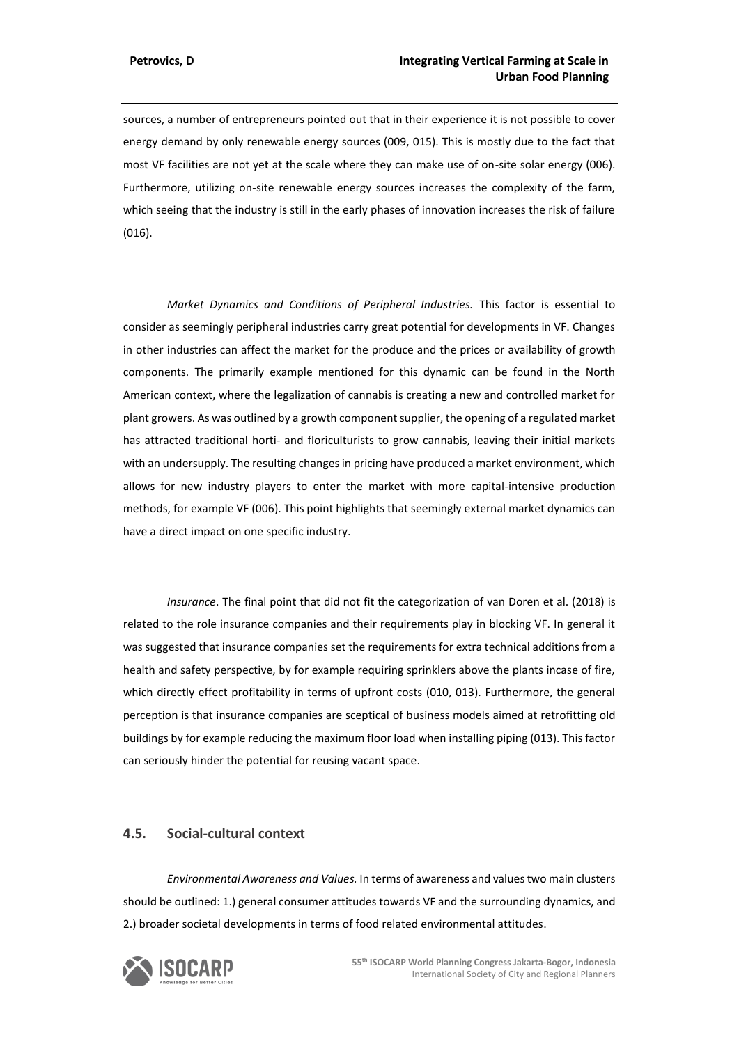sources, a number of entrepreneurs pointed out that in their experience it is not possible to cover energy demand by only renewable energy sources (009, 015). This is mostly due to the fact that most VF facilities are not yet at the scale where they can make use of on-site solar energy (006). Furthermore, utilizing on-site renewable energy sources increases the complexity of the farm, which seeing that the industry is still in the early phases of innovation increases the risk of failure (016).

*Market Dynamics and Conditions of Peripheral Industries.* This factor is essential to consider as seemingly peripheral industries carry great potential for developments in VF. Changes in other industries can affect the market for the produce and the prices or availability of growth components. The primarily example mentioned for this dynamic can be found in the North American context, where the legalization of cannabis is creating a new and controlled market for plant growers. As was outlined by a growth component supplier, the opening of a regulated market has attracted traditional horti- and floriculturists to grow cannabis, leaving their initial markets with an undersupply. The resulting changes in pricing have produced a market environment, which allows for new industry players to enter the market with more capital-intensive production methods, for example VF (006). This point highlights that seemingly external market dynamics can have a direct impact on one specific industry.

*Insurance*. The final point that did not fit the categorization of van Doren et al. (2018) is related to the role insurance companies and their requirements play in blocking VF. In general it was suggested that insurance companies set the requirements for extra technical additions from a health and safety perspective, by for example requiring sprinklers above the plants incase of fire, which directly effect profitability in terms of upfront costs (010, 013). Furthermore, the general perception is that insurance companies are sceptical of business models aimed at retrofitting old buildings by for example reducing the maximum floor load when installing piping (013). This factor can seriously hinder the potential for reusing vacant space.

## 4.5. Social-cultural context

*Environmental Awareness and Values.* In terms of awareness and values two main clusters should be outlined: 1.) general consumer attitudes towards VF and the surrounding dynamics, and 2.) broader societal developments in terms of food related environmental attitudes.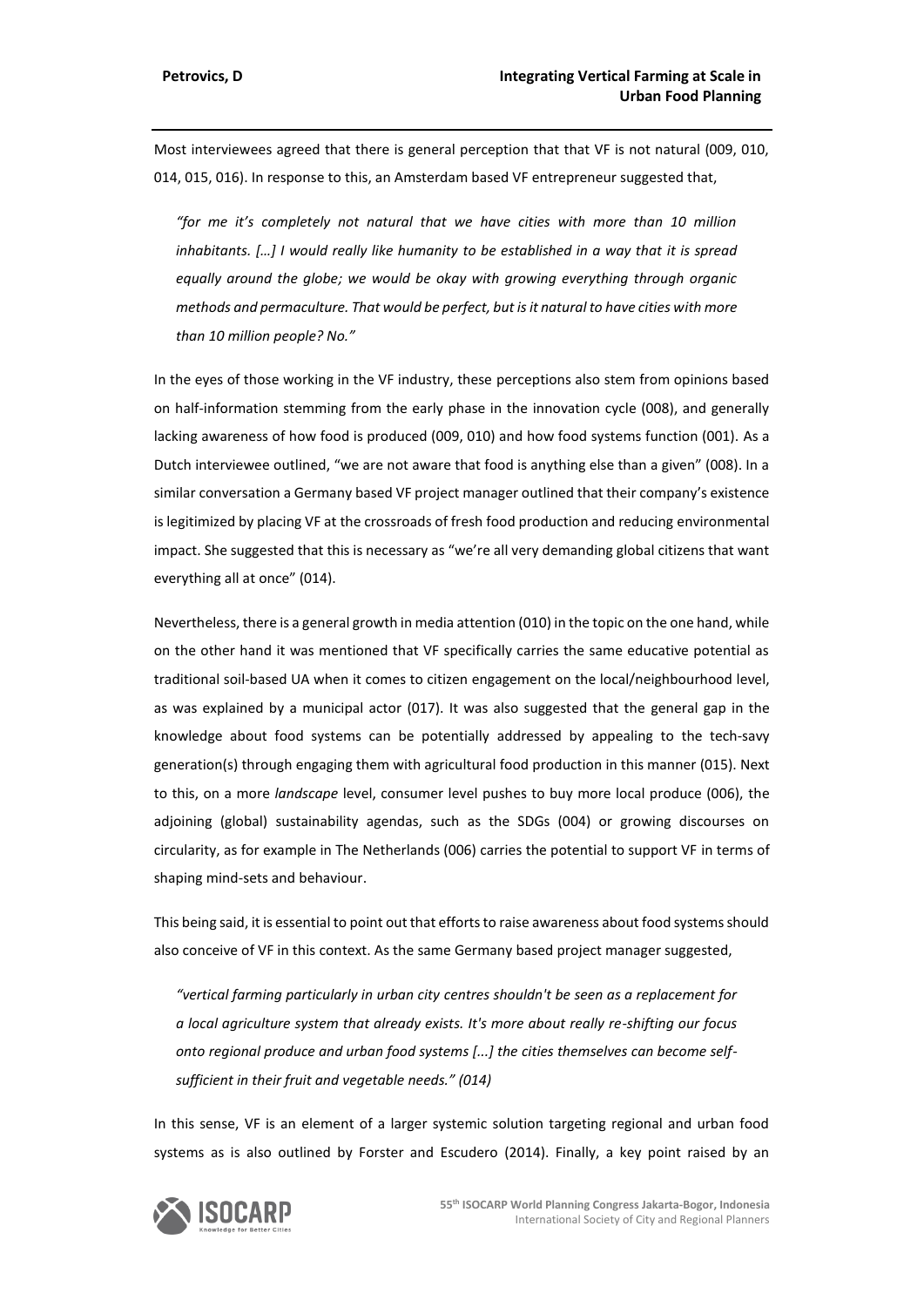Most interviewees agreed that there is general perception that that VF is not natural (009, 010, 014, 015, 016). In response to this, an Amsterdam based VF entrepreneur suggested that,

> *"for me it's completely not natural that we have cities with more than 10 million inhabitants. […] I would really like humanity to be established in a way that it is spread equally around the globe; we would be okay with growing everything through organic methods and permaculture. That would be perfect, but is it natural to have cities with more than 10 million people? No."*

In the eyes of those working in the VF industry, these perceptions also stem from opinions based on half-information stemming from the early phase in the innovation cycle (008), and generally lacking awareness of how food is produced (009, 010) and how food systems function (001). As a Dutch interviewee outlined, "we are not aware that food is anything else than a given" (008). In a similar conversation a Germany based VF project manager outlined that their company's existence is legitimized by placing VF at the crossroads of fresh food production and reducing environmental impact. She suggested that this is necessary as "we're all very demanding global citizens that want everything all at once" (014).

Nevertheless, there is a general growth in media attention (010) in the topic on the one hand, while on the other hand it was mentioned that VF specifically carries the same educative potential as traditional soil-based UA when it comes to citizen engagement on the local/neighbourhood level, as was explained by a municipal actor (017). It was also suggested that the general gap in the knowledge about food systems can be potentially addressed by appealing to the tech-savy generation(s) through engaging them with agricultural food production in this manner (015). Next to this, on a more *landscape* level, consumer level pushes to buy more local produce (006), the adjoining (global) sustainability agendas, such as the SDGs (004) or growing discourses on circularity, as for example in The Netherlands (006) carries the potential to support VF in terms of shaping mind-sets and behaviour.

This being said, it is essential to point out that efforts to raise awareness about food systems should also conceive of VF in this context. As the same Germany based project manager suggested,

> *"vertical farming particularly in urban city centres shouldn't be seen as a replacement for a local agriculture system that already exists. It's more about really re-shifting our focus onto regional produce and urban food systems [...] the cities themselves can become self-sufficient in their fruit and vegetable needs." (014)*

In this sense, VF is an element of a larger systemic solution targeting regional and urban food systems as is also outlined by Forster and Escudero (2014). Finally, a key point raised by an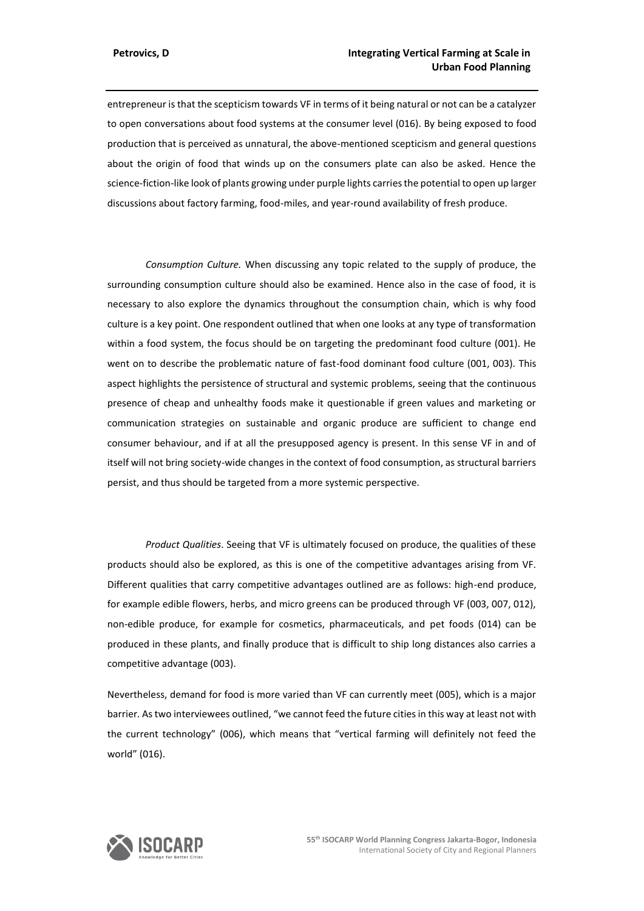entrepreneur is that the scepticism towards VF in terms of it being natural or not can be a catalyzer to open conversations about food systems at the consumer level (016). By being exposed to food production that is perceived as unnatural, the above-mentioned scepticism and general questions about the origin of food that winds up on the consumers plate can also be asked. Hence the science-fiction-like look of plants growing under purple lights carries the potential to open up larger discussions about factory farming, food-miles, and year-round availability of fresh produce.

*Consumption Culture.* When discussing any topic related to the supply of produce, the surrounding consumption culture should also be examined. Hence also in the case of food, it is necessary to also explore the dynamics throughout the consumption chain, which is why food culture is a key point. One respondent outlined that when one looks at any type of transformation within a food system, the focus should be on targeting the predominant food culture (001). He went on to describe the problematic nature of fast-food dominant food culture (001, 003). This aspect highlights the persistence of structural and systemic problems, seeing that the continuous presence of cheap and unhealthy foods make it questionable if green values and marketing or communication strategies on sustainable and organic produce are sufficient to change end consumer behaviour, and if at all the presupposed agency is present. In this sense VF in and of itself will not bring society-wide changes in the context of food consumption, as structural barriers persist, and thus should be targeted from a more systemic perspective.

*Product Qualities*. Seeing that VF is ultimately focused on produce, the qualities of these products should also be explored, as this is one of the competitive advantages arising from VF. Different qualities that carry competitive advantages outlined are as follows: high-end produce, for example edible flowers, herbs, and micro greens can be produced through VF (003, 007, 012), non-edible produce, for example for cosmetics, pharmaceuticals, and pet foods (014) can be produced in these plants, and finally produce that is difficult to ship long distances also carries a competitive advantage (003).

Nevertheless, demand for food is more varied than VF can currently meet (005), which is a major barrier. As two interviewees outlined, "we cannot feed the future cities in this way at least not with the current technology" (006), which means that "vertical farming will definitely not feed the world" (016).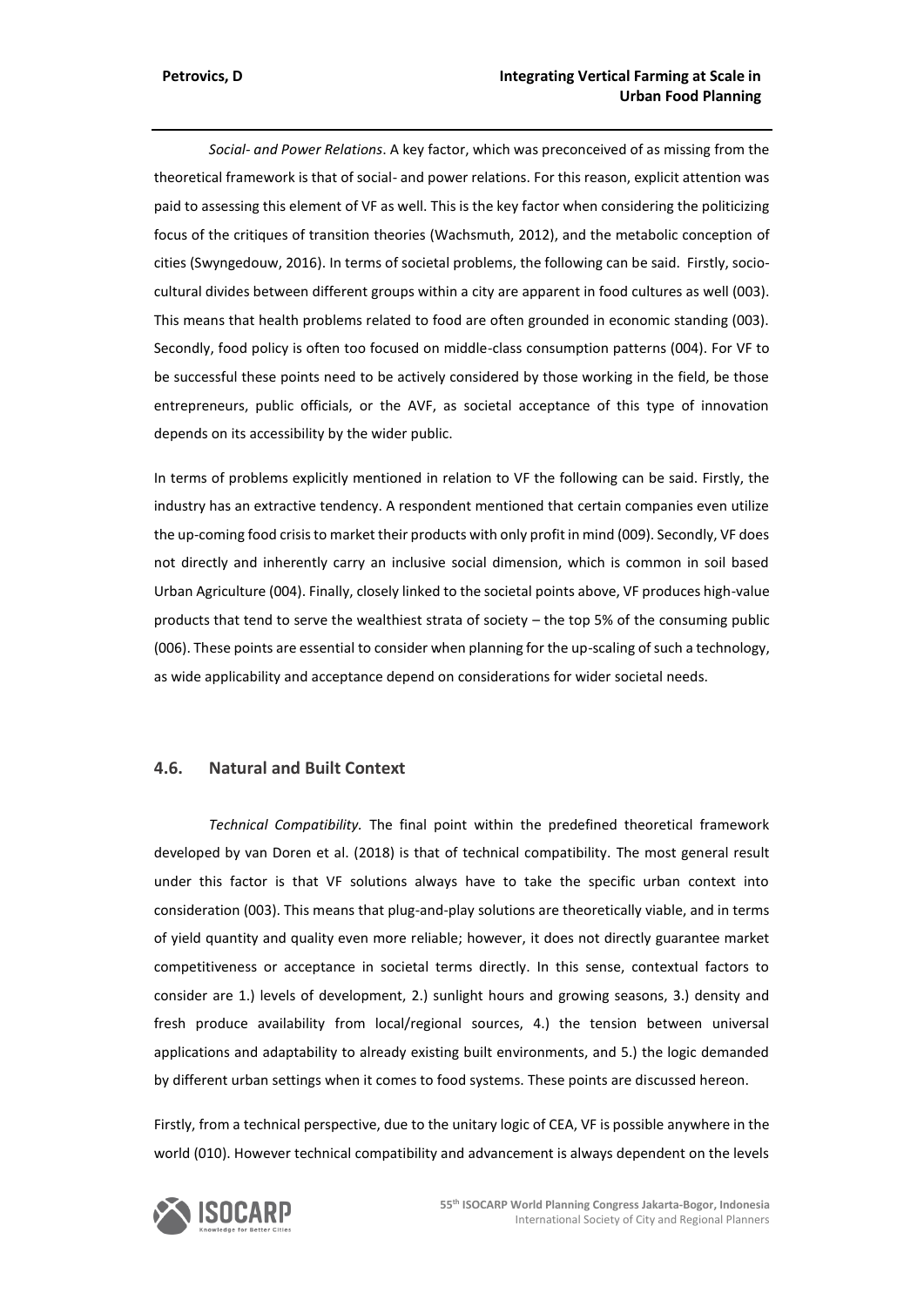*Social- and Power Relations*. A key factor, which was preconceived of as missing from the theoretical framework is that of social- and power relations. For this reason, explicit attention was paid to assessing this element of VF as well. This is the key factor when considering the politicizing focus of the critiques of transition theories (Wachsmuth, 2012), and the metabolic conception of cities (Swyngedouw, 2016). In terms of societal problems, the following can be said. Firstly, socio-cultural divides between different groups within a city are apparent in food cultures as well (003). This means that health problems related to food are often grounded in economic standing (003). Secondly, food policy is often too focused on middle-class consumption patterns (004). For VF to be successful these points need to be actively considered by those working in the field, be those entrepreneurs, public officials, or the AVF, as societal acceptance of this type of innovation depends on its accessibility by the wider public.

In terms of problems explicitly mentioned in relation to VF the following can be said. Firstly, the industry has an extractive tendency. A respondent mentioned that certain companies even utilize the up-coming food crisis to market their products with only profit in mind (009). Secondly, VF does not directly and inherently carry an inclusive social dimension, which is common in soil based Urban Agriculture (004). Finally, closely linked to the societal points above, VF produces high-value products that tend to serve the wealthiest strata of society – the top 5% of the consuming public (006). These points are essential to consider when planning for the up-scaling of such a technology, as wide applicability and acceptance depend on considerations for wider societal needs.

## 4.6. Natural and Built Context

*Technical Compatibility.* The final point within the predefined theoretical framework developed by van Doren et al. (2018) is that of technical compatibility. The most general result under this factor is that VF solutions always have to take the specific urban context into consideration (003). This means that plug-and-play solutions are theoretically viable, and in terms of yield quantity and quality even more reliable; however, it does not directly guarantee market competitiveness or acceptance in societal terms directly. In this sense, contextual factors to consider are 1.) levels of development, 2.) sunlight hours and growing seasons, 3.) density and fresh produce availability from local/regional sources, 4.) the tension between universal applications and adaptability to already existing built environments, and 5.) the logic demanded by different urban settings when it comes to food systems. These points are discussed hereon.

Firstly, from a technical perspective, due to the unitary logic of CEA, VF is possible anywhere in the world (010). However technical compatibility and advancement is always dependent on the levels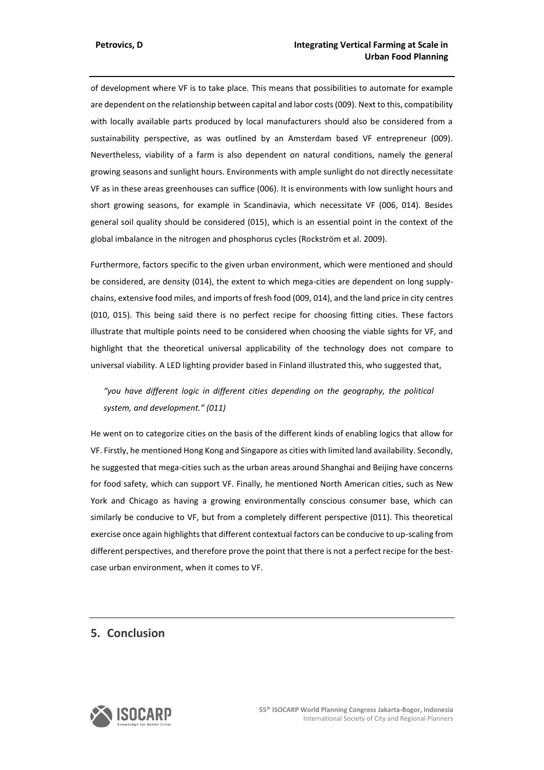of development where VF is to take place. This means that possibilities to automate for example are dependent on the relationship between capital and labor costs (009). Next to this, compatibility with locally available parts produced by local manufacturers should also be considered from a sustainability perspective, as was outlined by an Amsterdam based VF entrepreneur (009). Nevertheless, viability of a farm is also dependent on natural conditions, namely the general growing seasons and sunlight hours. Environments with ample sunlight do not directly necessitate VF as in these areas greenhouses can suffice (006). It is environments with low sunlight hours and short growing seasons, for example in Scandinavia, which necessitate VF (006, 014). Besides general soil quality should be considered (015), which is an essential point in the context of the global imbalance in the nitrogen and phosphorus cycles (Rockström et al. 2009).

Furthermore, factors specific to the given urban environment, which were mentioned and should be considered, are density (014), the extent to which mega-cities are dependent on long supply-chains, extensive food miles, and imports of fresh food (009, 014), and the land price in city centres (010, 015). This being said there is no perfect recipe for choosing fitting cities. These factors illustrate that multiple points need to be considered when choosing the viable sights for VF, and highlight that the theoretical universal applicability of the technology does not compare to universal viability. A LED lighting provider based in Finland illustrated this, who suggested that,

> *"you have different logic in different cities depending on the geography, the political system, and development." (011)*

He went on to categorize cities on the basis of the different kinds of enabling logics that allow for VF. Firstly, he mentioned Hong Kong and Singapore as cities with limited land availability. Secondly, he suggested that mega-cities such as the urban areas around Shanghai and Beijing have concerns for food safety, which can support VF. Finally, he mentioned North American cities, such as New York and Chicago as having a growing environmentally conscious consumer base, which can similarly be conducive to VF, but from a completely different perspective (011). This theoretical exercise once again highlights that different contextual factors can be conducive to up-scaling from different perspectives, and therefore prove the point that there is not a perfect recipe for the best-case urban environment, when it comes to VF.

## 5. Conclusion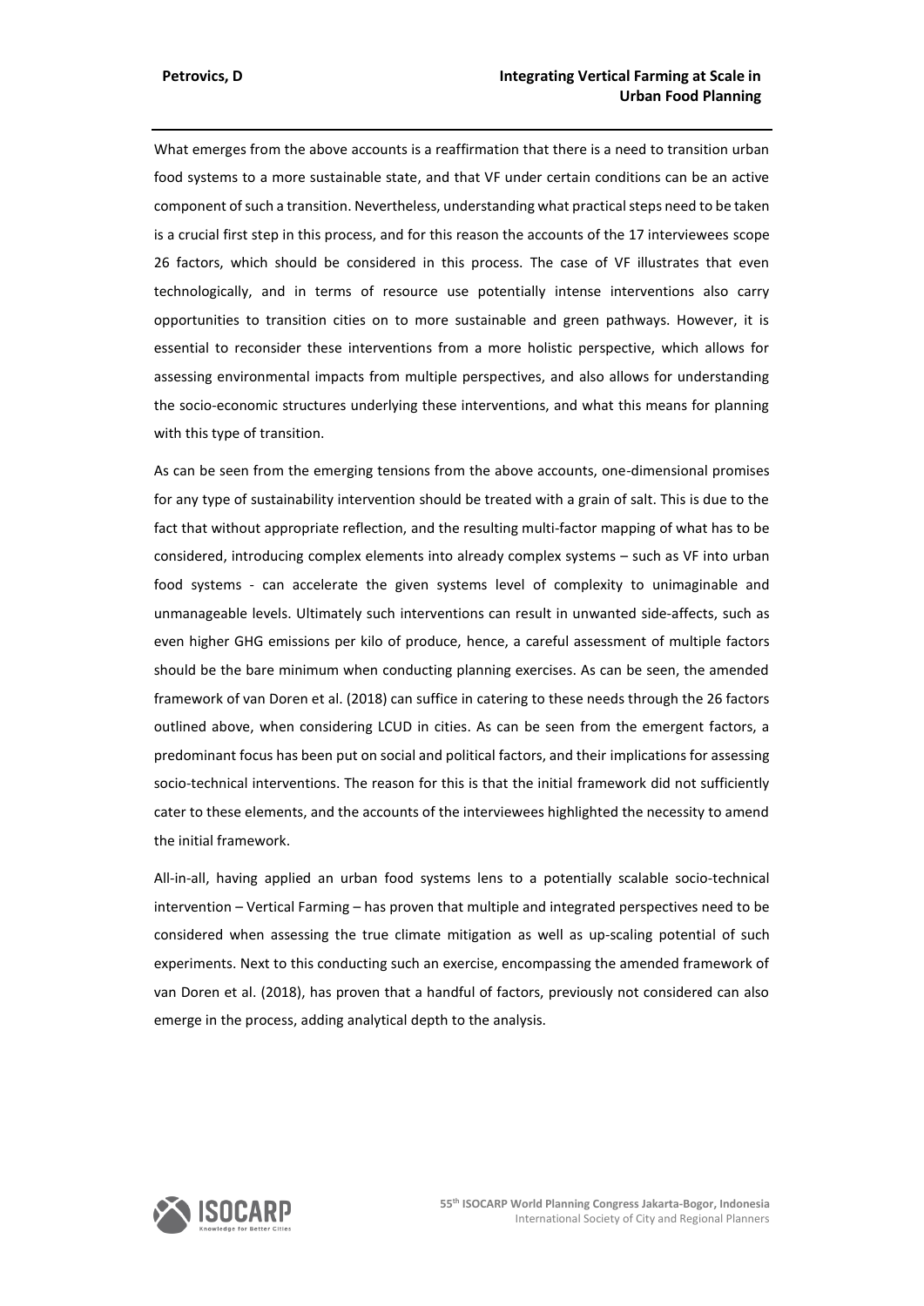What emerges from the above accounts is a reaffirmation that there is a need to transition urban food systems to a more sustainable state, and that VF under certain conditions can be an active component of such a transition. Nevertheless, understanding what practical steps need to be taken is a crucial first step in this process, and for this reason the accounts of the 17 interviewees scope 26 factors, which should be considered in this process. The case of VF illustrates that even technologically, and in terms of resource use potentially intense interventions also carry opportunities to transition cities on to more sustainable and green pathways. However, it is essential to reconsider these interventions from a more holistic perspective, which allows for assessing environmental impacts from multiple perspectives, and also allows for understanding the socio-economic structures underlying these interventions, and what this means for planning with this type of transition.

As can be seen from the emerging tensions from the above accounts, one-dimensional promises for any type of sustainability intervention should be treated with a grain of salt. This is due to the fact that without appropriate reflection, and the resulting multi-factor mapping of what has to be considered, introducing complex elements into already complex systems – such as VF into urban food systems - can accelerate the given systems level of complexity to unimaginable and unmanageable levels. Ultimately such interventions can result in unwanted side-affects, such as even higher GHG emissions per kilo of produce, hence, a careful assessment of multiple factors should be the bare minimum when conducting planning exercises. As can be seen, the amended framework of van Doren et al. (2018) can suffice in catering to these needs through the 26 factors outlined above, when considering LCUD in cities. As can be seen from the emergent factors, a predominant focus has been put on social and political factors, and their implications for assessing socio-technical interventions. The reason for this is that the initial framework did not sufficiently cater to these elements, and the accounts of the interviewees highlighted the necessity to amend the initial framework.

All-in-all, having applied an urban food systems lens to a potentially scalable socio-technical intervention – Vertical Farming – has proven that multiple and integrated perspectives need to be considered when assessing the true climate mitigation as well as up-scaling potential of such experiments. Next to this conducting such an exercise, encompassing the amended framework of van Doren et al. (2018), has proven that a handful of factors, previously not considered can also emerge in the process, adding analytical depth to the analysis.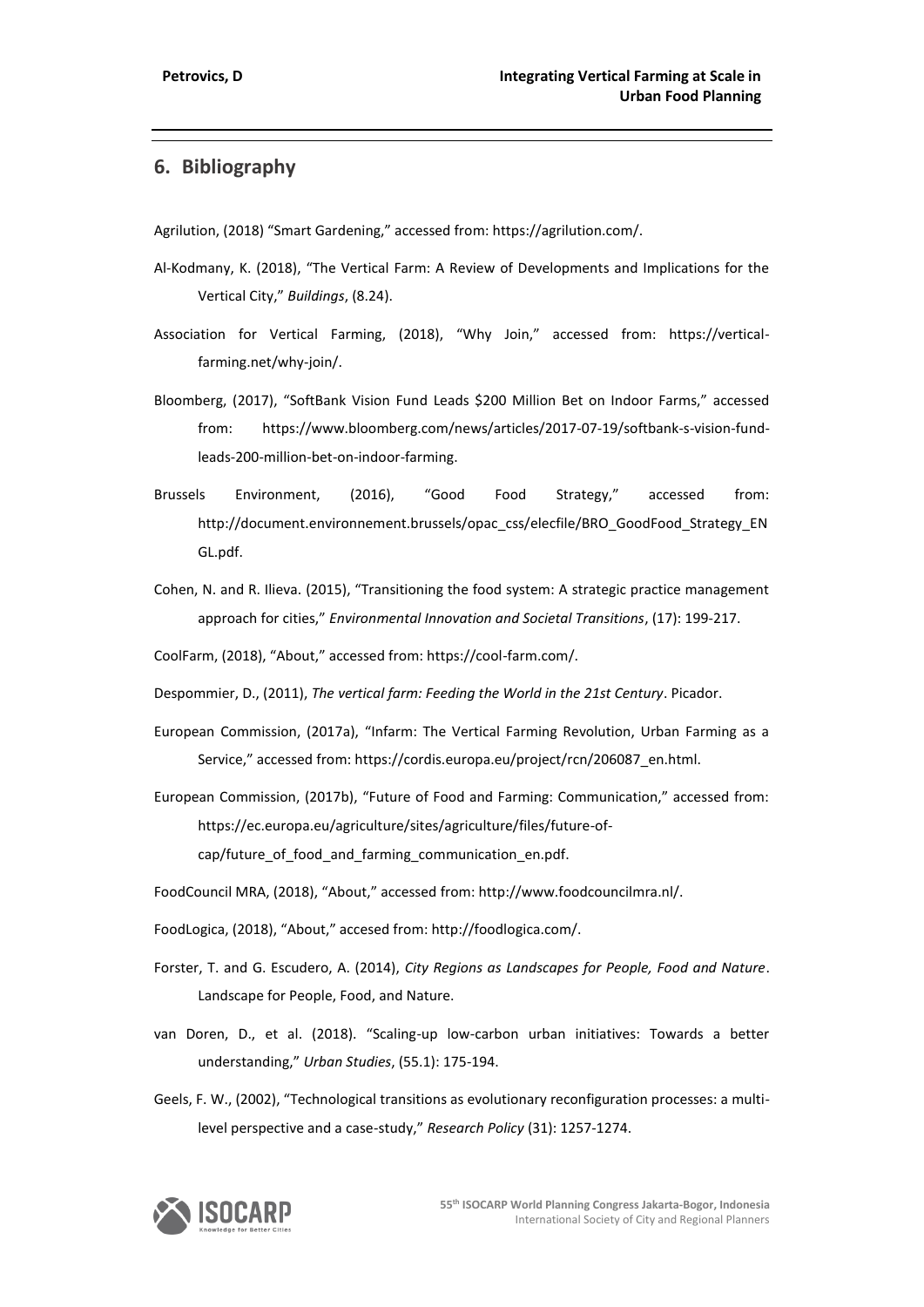## 6. Bibliography

Agrilution, (2018) "Smart Gardening," accessed from: https://agrilution.com/.

Al-Kodmany, K. (2018), "The Vertical Farm: A Review of Developments and Implications for the Vertical City," *Buildings*, (8.24).

Association for Vertical Farming, (2018), "Why Join," accessed from: https://vertical-farming.net/why-join/.

Bloomberg, (2017), "SoftBank Vision Fund Leads $200 Million Bet on Indoor Farms," accessed from: https://www.bloomberg.com/news/articles/2017-07-19/softbank-s-vision-fund-leads-200-million-bet-on-indoor-farming.

Brussels Environment, (2016), "Good Food Strategy," accessed from: http://document.environnement.brussels/opac_css/elecfile/BRO_GoodFood_Strategy_ENGL.pdf.

Cohen, N. and R. Ilieva. (2015), "Transitioning the food system: A strategic practice management approach for cities," *Environmental Innovation and Societal Transitions*, (17): 199-217.

CoolFarm, (2018), "About," accessed from: https://cool-farm.com/.

Despommier, D., (2011), *The vertical farm: Feeding the World in the 21st Century*. Picador.

European Commission, (2017a), "Infarm: The Vertical Farming Revolution, Urban Farming as a Service," accessed from: https://cordis.europa.eu/project/rcn/206087_en.html.

European Commission, (2017b), "Future of Food and Farming: Communication," accessed from: https://ec.europa.eu/agriculture/sites/agriculture/files/future-of-cap/future_of_food_and_farming_communication_en.pdf.

FoodCouncil MRA, (2018), "About," accessed from: http://www.foodcouncilmra.nl/.

FoodLogica, (2018), "About," accesed from: http://foodlogica.com/.

Forster, T. and G. Escudero, A. (2014), *City Regions as Landscapes for People, Food and Nature*. Landscape for People, Food, and Nature.

van Doren, D., et al. (2018). "Scaling-up low-carbon urban initiatives: Towards a better understanding," *Urban Studies*, (55.1): 175-194.

Geels, F. W., (2002), "Technological transitions as evolutionary reconfiguration processes: a multi-level perspective and a case-study," *Research Policy* (31): 1257-1274.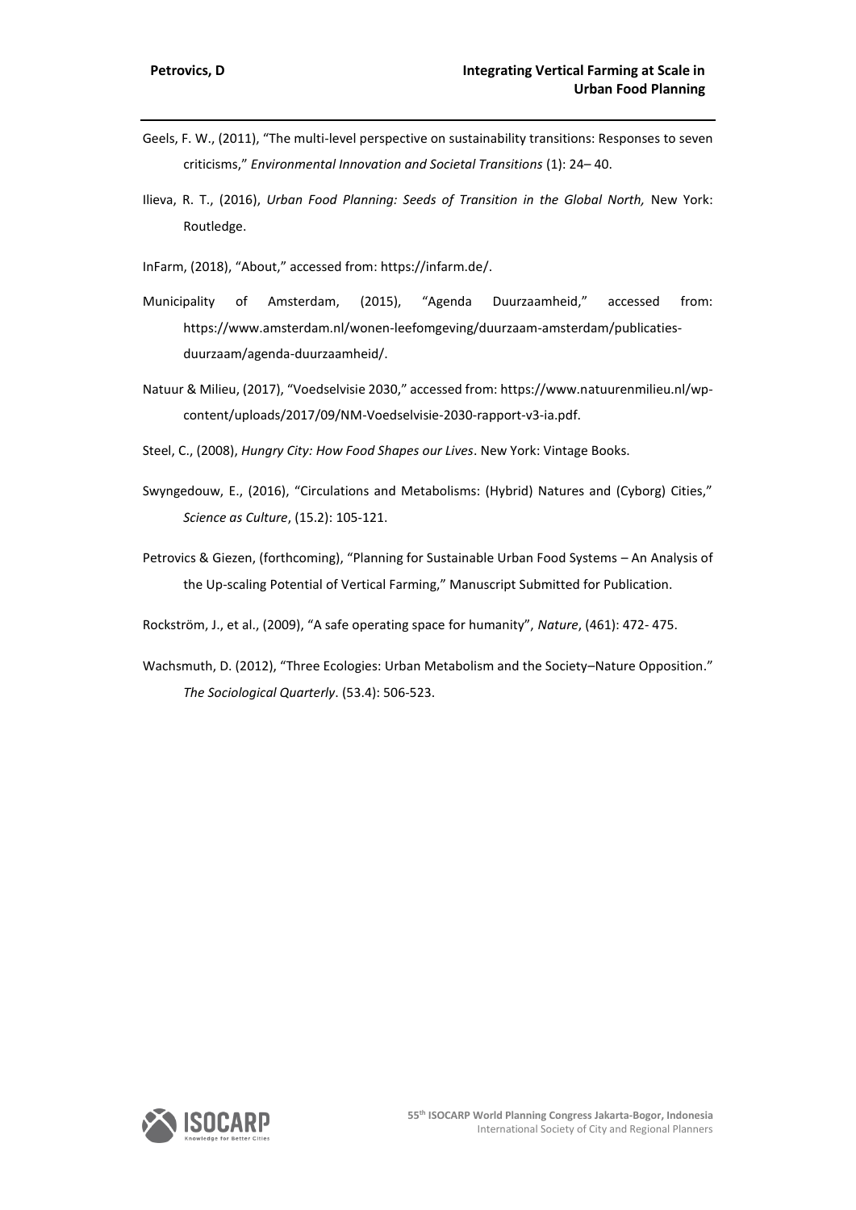Geels, F. W., (2011), "The multi-level perspective on sustainability transitions: Responses to seven criticisms," *Environmental Innovation and Societal Transitions* (1): 24– 40.

Ilieva, R. T., (2016), *Urban Food Planning: Seeds of Transition in the Global North,* New York: Routledge.

InFarm, (2018), "About," accessed from: https://infarm.de/.

Municipality of Amsterdam, (2015), "Agenda Duurzaamheid," accessed from: https://www.amsterdam.nl/wonen-leefomgeving/duurzaam-amsterdam/publicaties-duurzaam/agenda-duurzaamheid/.

Natuur & Milieu, (2017), "Voedselvisie 2030," accessed from: https://www.natuurenmilieu.nl/wp-content/uploads/2017/09/NM-Voedselvisie-2030-rapport-v3-ia.pdf.

Steel, C., (2008), *Hungry City: How Food Shapes our Lives*. New York: Vintage Books.

Swyngedouw, E., (2016), "Circulations and Metabolisms: (Hybrid) Natures and (Cyborg) Cities," *Science as Culture*, (15.2): 105-121.

Petrovics & Giezen, (forthcoming), "Planning for Sustainable Urban Food Systems – An Analysis of the Up-scaling Potential of Vertical Farming," Manuscript Submitted for Publication.

Rockström, J., et al., (2009), "A safe operating space for humanity", *Nature*, (461): 472- 475.

Wachsmuth, D. (2012), "Three Ecologies: Urban Metabolism and the Society–Nature Opposition." *The Sociological Quarterly*. (53.4): 506-523.